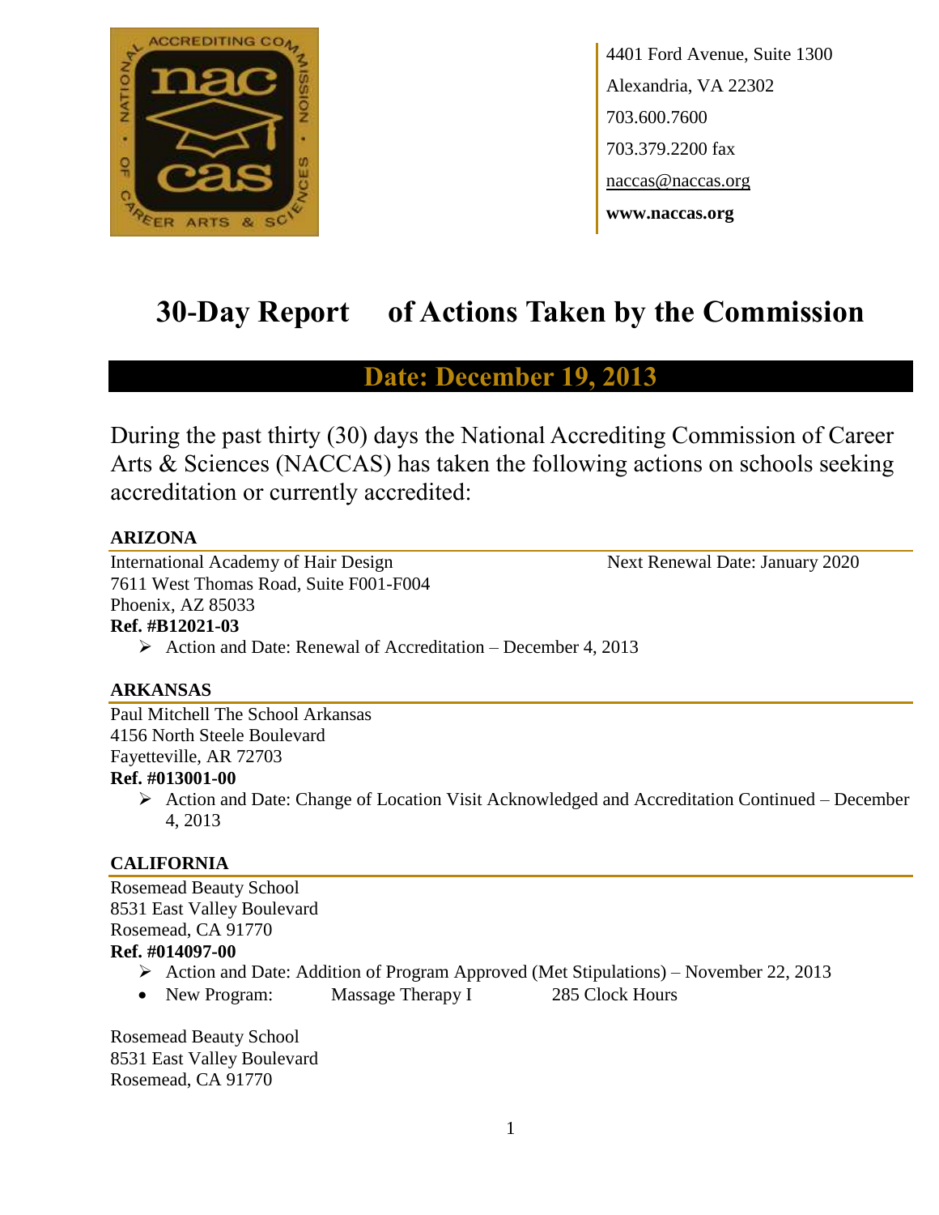4401 Ford Avenue, Suite 1300
Alexandria, VA 22302
703.600.7600
703.379.2200 fax
naccas@naccas.org
**www.naccas.org**

# 30-Day Report of Actions Taken by the Commission

## Date: December 19, 2013

During the past thirty (30) days the National Accrediting Commission of Career Arts & Sciences (NACCAS) has taken the following actions on schools seeking accreditation or currently accredited:

### ARIZONA

International Academy of Hair Design — Next Renewal Date: January 2020
7611 West Thomas Road, Suite F001-F004
Phoenix, AZ 85033
**Ref. #B12021-03**

- Action and Date: Renewal of Accreditation – December 4, 2013

### ARKANSAS

Paul Mitchell The School Arkansas
4156 North Steele Boulevard
Fayetteville, AR 72703
**Ref. #013001-00**

- Action and Date: Change of Location Visit Acknowledged and Accreditation Continued – December 4, 2013

### CALIFORNIA

Rosemead Beauty School
8531 East Valley Boulevard
Rosemead, CA 91770
**Ref. #014097-00**

- Action and Date: Addition of Program Approved (Met Stipulations) – November 22, 2013
- New Program: Massage Therapy I 285 Clock Hours

Rosemead Beauty School
8531 East Valley Boulevard
Rosemead, CA 91770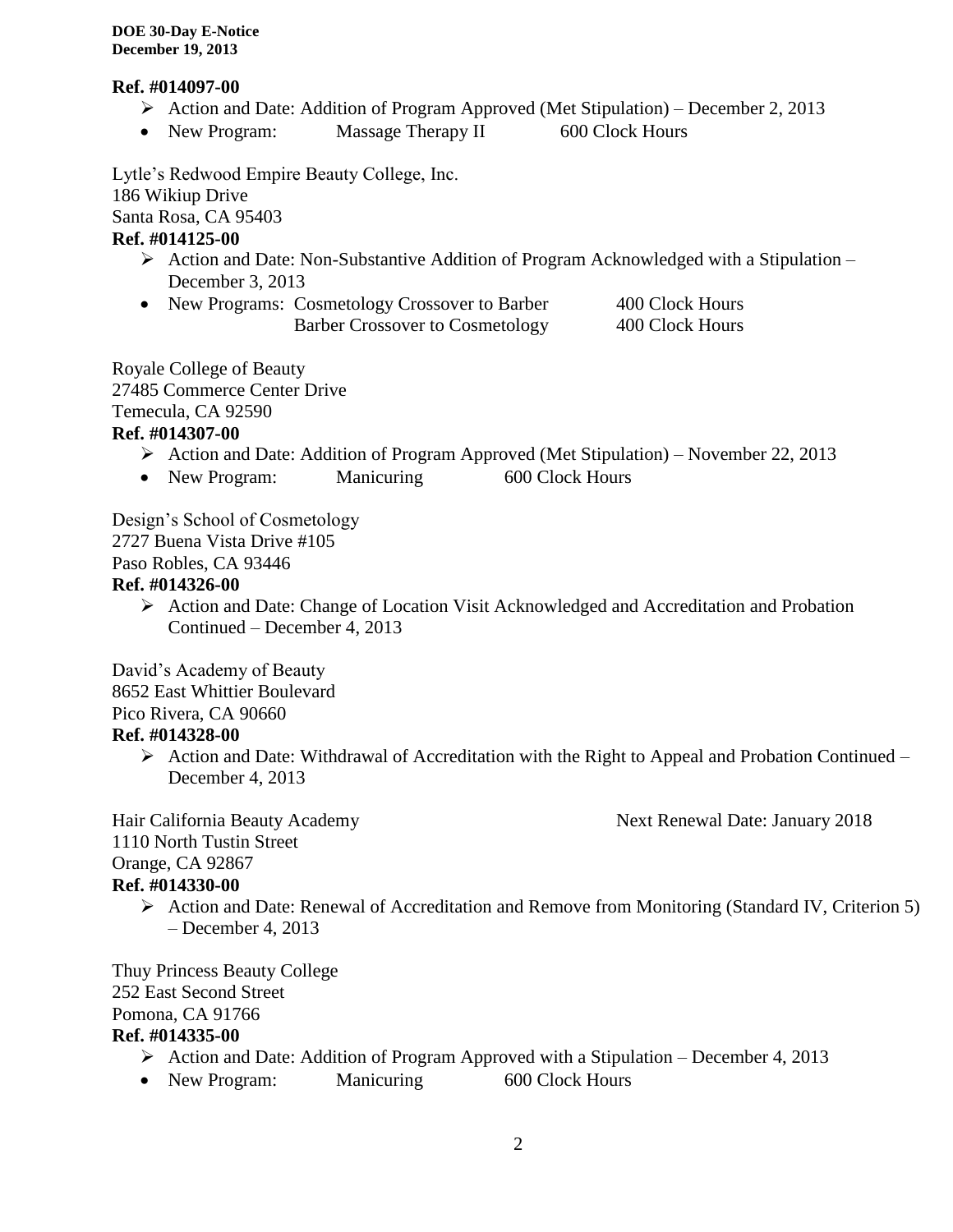**Ref. #014097-00**

- ➢ Action and Date: Addition of Program Approved (Met Stipulation) – December 2, 2013
- New Program: Massage Therapy II 600 Clock Hours

Lytle's Redwood Empire Beauty College, Inc.
186 Wikiup Drive
Santa Rosa, CA 95403

**Ref. #014125-00**

- ➢ Action and Date: Non-Substantive Addition of Program Acknowledged with a Stipulation – December 3, 2013
- New Programs: Cosmetology Crossover to Barber 400 Clock Hours
  Barber Crossover to Cosmetology 400 Clock Hours

Royale College of Beauty
27485 Commerce Center Drive
Temecula, CA 92590

**Ref. #014307-00**

- ➢ Action and Date: Addition of Program Approved (Met Stipulation) – November 22, 2013
- New Program: Manicuring 600 Clock Hours

Design's School of Cosmetology
2727 Buena Vista Drive #105
Paso Robles, CA 93446

**Ref. #014326-00**

- ➢ Action and Date: Change of Location Visit Acknowledged and Accreditation and Probation Continued – December 4, 2013

David's Academy of Beauty
8652 East Whittier Boulevard
Pico Rivera, CA 90660

**Ref. #014328-00**

- ➢ Action and Date: Withdrawal of Accreditation with the Right to Appeal and Probation Continued – December 4, 2013

Hair California Beauty Academy — Next Renewal Date: January 2018
1110 North Tustin Street
Orange, CA 92867

**Ref. #014330-00**

- ➢ Action and Date: Renewal of Accreditation and Remove from Monitoring (Standard IV, Criterion 5) – December 4, 2013

Thuy Princess Beauty College
252 East Second Street
Pomona, CA 91766

**Ref. #014335-00**

- ➢ Action and Date: Addition of Program Approved with a Stipulation – December 4, 2013
- New Program: Manicuring 600 Clock Hours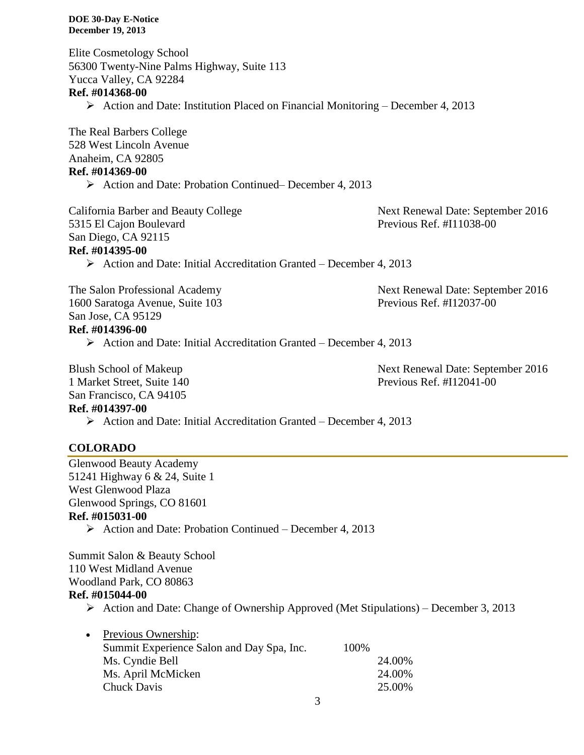Elite Cosmetology School
56300 Twenty-Nine Palms Highway, Suite 113
Yucca Valley, CA 92284
**Ref. #014368-00**

- Action and Date: Institution Placed on Financial Monitoring – December 4, 2013

The Real Barbers College
528 West Lincoln Avenue
Anaheim, CA 92805
**Ref. #014369-00**

- Action and Date: Probation Continued– December 4, 2013

California Barber and Beauty College
5315 El Cajon Boulevard
San Diego, CA 92115
**Ref. #014395-00**
Next Renewal Date: September 2016
Previous Ref. #I11038-00

- Action and Date: Initial Accreditation Granted – December 4, 2013

The Salon Professional Academy
1600 Saratoga Avenue, Suite 103
San Jose, CA 95129
**Ref. #014396-00**
Next Renewal Date: September 2016
Previous Ref. #I12037-00

- Action and Date: Initial Accreditation Granted – December 4, 2013

Blush School of Makeup
1 Market Street, Suite 140
San Francisco, CA 94105
**Ref. #014397-00**
Next Renewal Date: September 2016
Previous Ref. #I12041-00

- Action and Date: Initial Accreditation Granted – December 4, 2013

## COLORADO

Glenwood Beauty Academy
51241 Highway 6 & 24, Suite 1
West Glenwood Plaza
Glenwood Springs, CO 81601
**Ref. #015031-00**

- Action and Date: Probation Continued – December 4, 2013

Summit Salon & Beauty School
110 West Midland Avenue
Woodland Park, CO 80863
**Ref. #015044-00**

- Action and Date: Change of Ownership Approved (Met Stipulations) – December 3, 2013

- Previous Ownership:

| | | |
|---|---|---|
| Summit Experience Salon and Day Spa, Inc. | 100% | |
| Ms. Cyndie Bell | | 24.00% |
| Ms. April McMicken | | 24.00% |
| Chuck Davis | | 25.00% |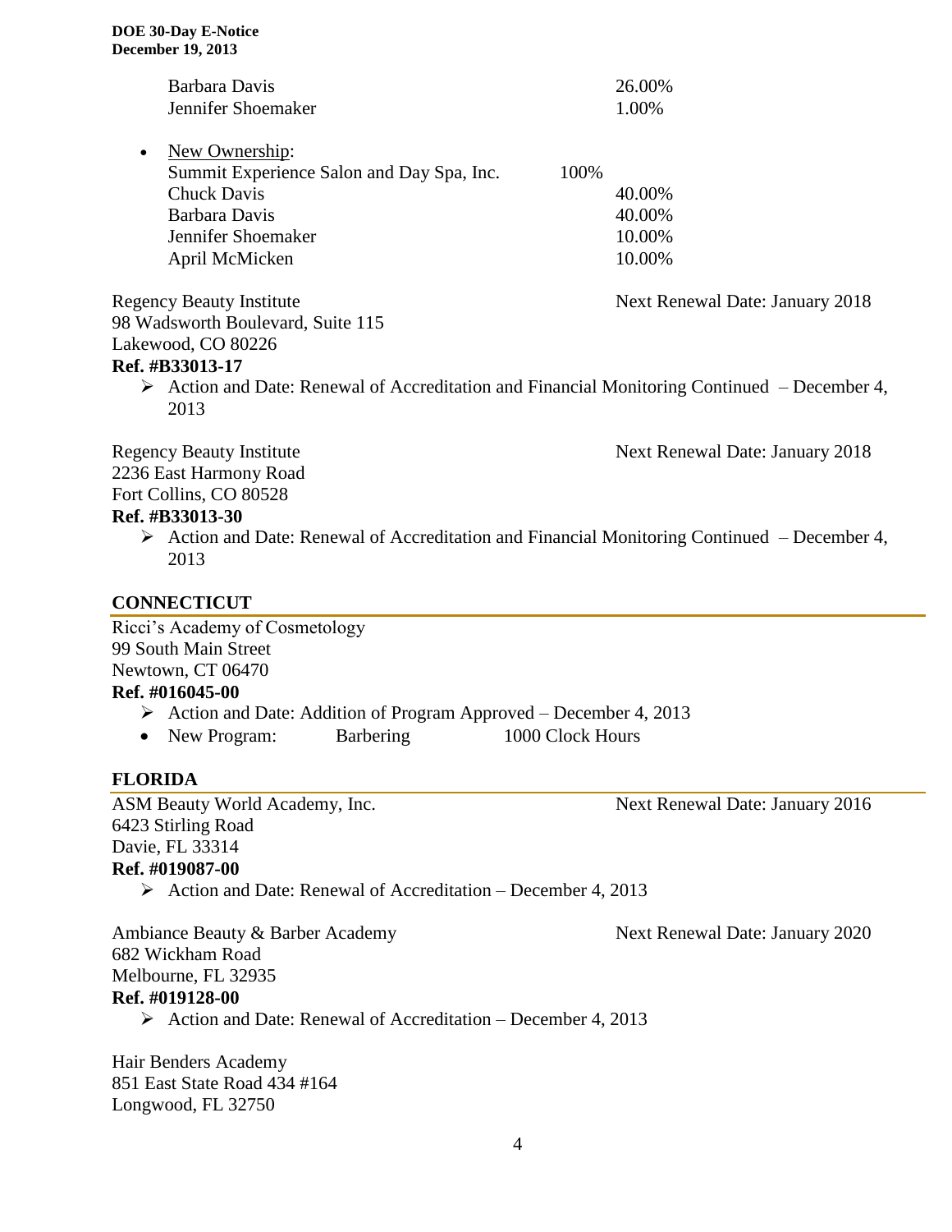Barbara Davis 26.00%
Jennifer Shoemaker 1.00%

- New Ownership:
  Summit Experience Salon and Day Spa, Inc. 100%
  Chuck Davis 40.00%
  Barbara Davis 40.00%
  Jennifer Shoemaker 10.00%
  April McMicken 10.00%

Regency Beauty Institute — Next Renewal Date: January 2018
98 Wadsworth Boulevard, Suite 115
Lakewood, CO 80226
**Ref. #B33013-17**

- ➢ Action and Date: Renewal of Accreditation and Financial Monitoring Continued – December 4, 2013

Regency Beauty Institute — Next Renewal Date: January 2018
2236 East Harmony Road
Fort Collins, CO 80528
**Ref. #B33013-30**

- ➢ Action and Date: Renewal of Accreditation and Financial Monitoring Continued – December 4, 2013

## CONNECTICUT

Ricci's Academy of Cosmetology
99 South Main Street
Newtown, CT 06470
**Ref. #016045-00**

- ➢ Action and Date: Addition of Program Approved – December 4, 2013
- New Program: Barbering 1000 Clock Hours

## FLORIDA

ASM Beauty World Academy, Inc. — Next Renewal Date: January 2016
6423 Stirling Road
Davie, FL 33314
**Ref. #019087-00**

- ➢ Action and Date: Renewal of Accreditation – December 4, 2013

Ambiance Beauty & Barber Academy — Next Renewal Date: January 2020
682 Wickham Road
Melbourne, FL 32935
**Ref. #019128-00**

- ➢ Action and Date: Renewal of Accreditation – December 4, 2013

Hair Benders Academy
851 East State Road 434 #164
Longwood, FL 32750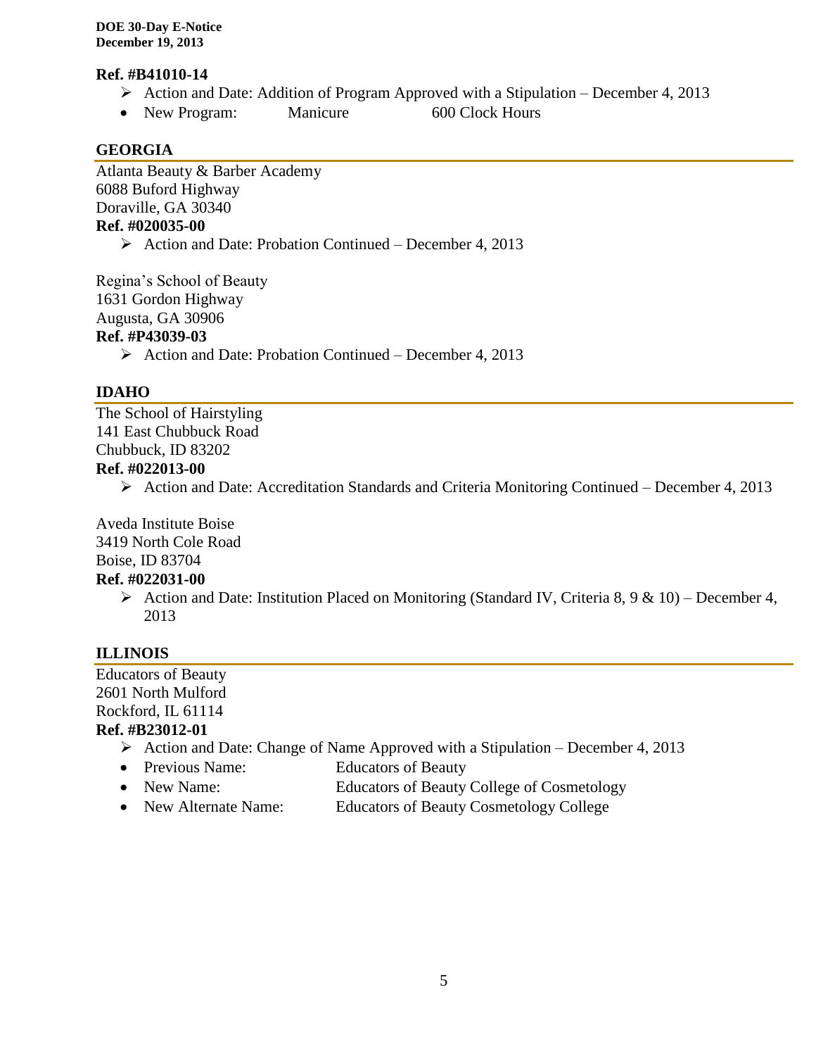**Ref. #B41010-14**

- ➢ Action and Date: Addition of Program Approved with a Stipulation – December 4, 2013
- New Program: Manicure 600 Clock Hours

## GEORGIA

Atlanta Beauty & Barber Academy
6088 Buford Highway
Doraville, GA 30340

**Ref. #020035-00**

- ➢ Action and Date: Probation Continued – December 4, 2013

Regina's School of Beauty
1631 Gordon Highway
Augusta, GA 30906

**Ref. #P43039-03**

- ➢ Action and Date: Probation Continued – December 4, 2013

## IDAHO

The School of Hairstyling
141 East Chubbuck Road
Chubbuck, ID 83202

**Ref. #022013-00**

- ➢ Action and Date: Accreditation Standards and Criteria Monitoring Continued – December 4, 2013

Aveda Institute Boise
3419 North Cole Road
Boise, ID 83704

**Ref. #022031-00**

- ➢ Action and Date: Institution Placed on Monitoring (Standard IV, Criteria 8, 9 & 10) – December 4, 2013

## ILLINOIS

Educators of Beauty
2601 North Mulford
Rockford, IL 61114

**Ref. #B23012-01**

- ➢ Action and Date: Change of Name Approved with a Stipulation – December 4, 2013
- Previous Name: Educators of Beauty
- New Name: Educators of Beauty College of Cosmetology
- New Alternate Name: Educators of Beauty Cosmetology College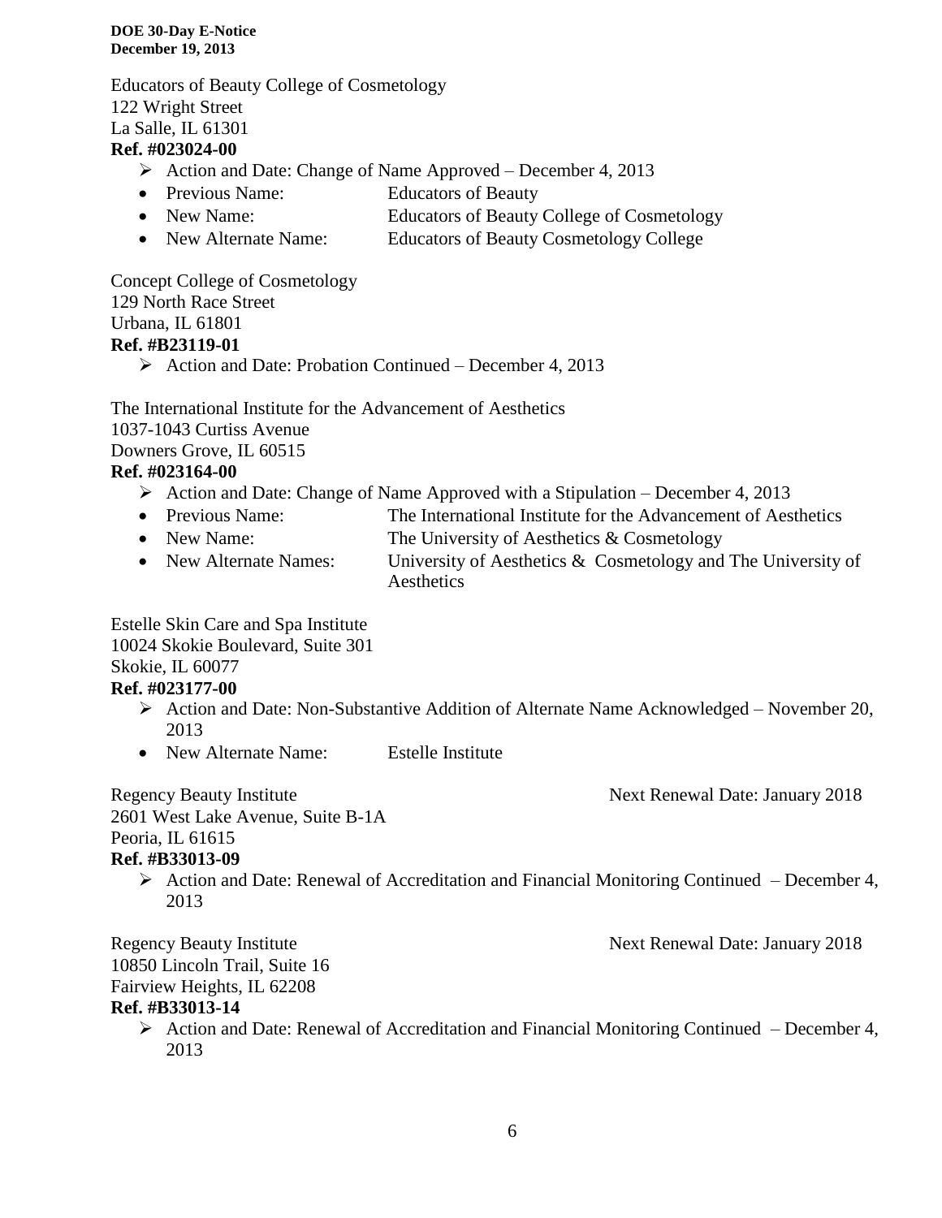Educators of Beauty College of Cosmetology
122 Wright Street
La Salle, IL 61301
**Ref. #023024-00**

- Action and Date: Change of Name Approved – December 4, 2013
  - Previous Name: Educators of Beauty
  - New Name: Educators of Beauty College of Cosmetology
  - New Alternate Name: Educators of Beauty Cosmetology College

Concept College of Cosmetology
129 North Race Street
Urbana, IL 61801
**Ref. #B23119-01**

- Action and Date: Probation Continued – December 4, 2013

The International Institute for the Advancement of Aesthetics
1037-1043 Curtiss Avenue
Downers Grove, IL 60515
**Ref. #023164-00**

- Action and Date: Change of Name Approved with a Stipulation – December 4, 2013
  - Previous Name: The International Institute for the Advancement of Aesthetics
  - New Name: The University of Aesthetics & Cosmetology
  - New Alternate Names: University of Aesthetics & Cosmetology and The University of Aesthetics

Estelle Skin Care and Spa Institute
10024 Skokie Boulevard, Suite 301
Skokie, IL 60077
**Ref. #023177-00**

- Action and Date: Non-Substantive Addition of Alternate Name Acknowledged – November 20, 2013
  - New Alternate Name: Estelle Institute

Regency Beauty Institute — Next Renewal Date: January 2018
2601 West Lake Avenue, Suite B-1A
Peoria, IL 61615
**Ref. #B33013-09**

- Action and Date: Renewal of Accreditation and Financial Monitoring Continued – December 4, 2013

Regency Beauty Institute — Next Renewal Date: January 2018
10850 Lincoln Trail, Suite 16
Fairview Heights, IL 62208
**Ref. #B33013-14**

- Action and Date: Renewal of Accreditation and Financial Monitoring Continued – December 4, 2013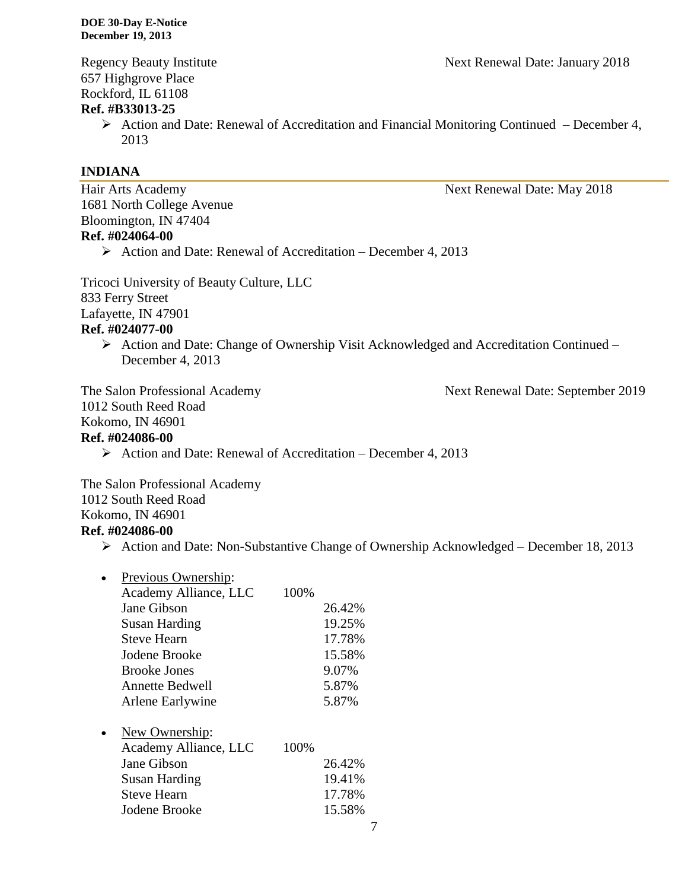Regency Beauty Institute — Next Renewal Date: January 2018
657 Highgrove Place
Rockford, IL 61108
**Ref. #B33013-25**

- Action and Date: Renewal of Accreditation and Financial Monitoring Continued – December 4, 2013

## INDIANA

Hair Arts Academy — Next Renewal Date: May 2018
1681 North College Avenue
Bloomington, IN 47404
**Ref. #024064-00**

- Action and Date: Renewal of Accreditation – December 4, 2013

Tricoci University of Beauty Culture, LLC
833 Ferry Street
Lafayette, IN 47901
**Ref. #024077-00**

- Action and Date: Change of Ownership Visit Acknowledged and Accreditation Continued – December 4, 2013

The Salon Professional Academy — Next Renewal Date: September 2019
1012 South Reed Road
Kokomo, IN 46901
**Ref. #024086-00**

- Action and Date: Renewal of Accreditation – December 4, 2013

The Salon Professional Academy
1012 South Reed Road
Kokomo, IN 46901
**Ref. #024086-00**

- Action and Date: Non-Substantive Change of Ownership Acknowledged – December 18, 2013

- Previous Ownership:

| | | |
|---|---|---|
| Academy Alliance, LLC | 100% | |
| Jane Gibson | | 26.42% |
| Susan Harding | | 19.25% |
| Steve Hearn | | 17.78% |
| Jodene Brooke | | 15.58% |
| Brooke Jones | | 9.07% |
| Annette Bedwell | | 5.87% |
| Arlene Earlywine | | 5.87% |

- New Ownership:

| | | |
|---|---|---|
| Academy Alliance, LLC | 100% | |
| Jane Gibson | | 26.42% |
| Susan Harding | | 19.41% |
| Steve Hearn | | 17.78% |
| Jodene Brooke | | 15.58% |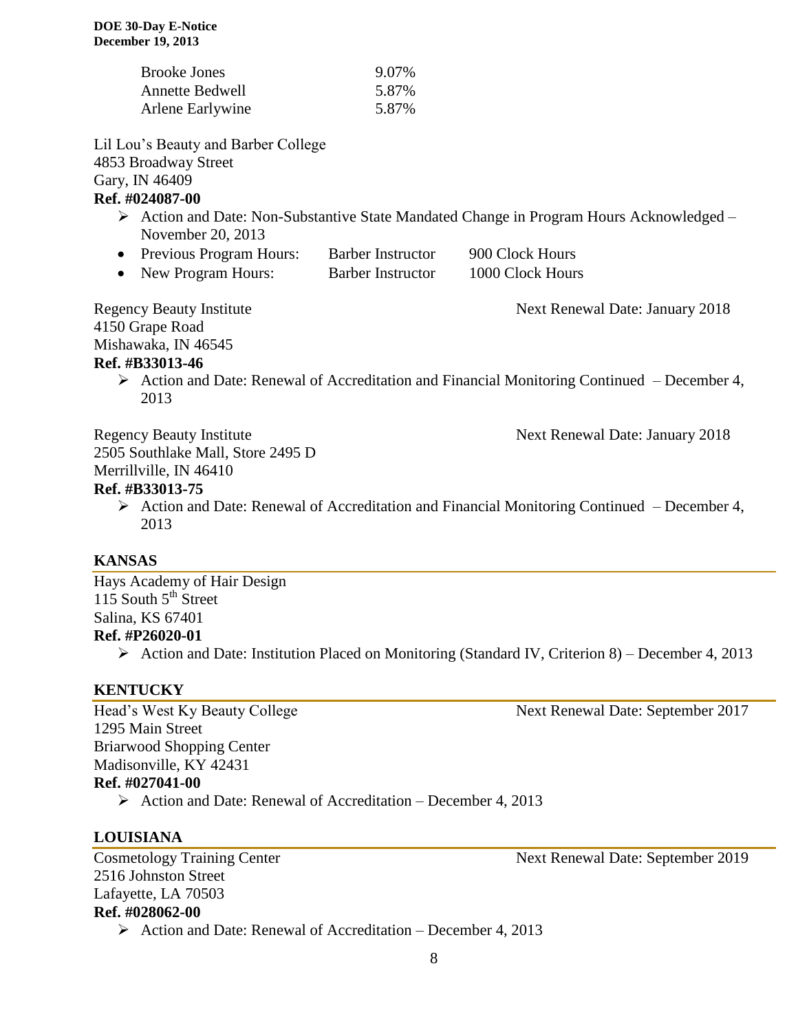| | |
|---|---|
| Brooke Jones | 9.07% |
| Annette Bedwell | 5.87% |
| Arlene Earlywine | 5.87% |

Lil Lou's Beauty and Barber College
4853 Broadway Street
Gary, IN 46409
**Ref. #024087-00**

- Action and Date: Non-Substantive State Mandated Change in Program Hours Acknowledged – November 20, 2013
- Previous Program Hours: Barber Instructor 900 Clock Hours
- New Program Hours: Barber Instructor 1000 Clock Hours

Regency Beauty Institute — Next Renewal Date: January 2018
4150 Grape Road
Mishawaka, IN 46545
**Ref. #B33013-46**

- Action and Date: Renewal of Accreditation and Financial Monitoring Continued – December 4, 2013

Regency Beauty Institute — Next Renewal Date: January 2018
2505 Southlake Mall, Store 2495 D
Merrillville, IN 46410
**Ref. #B33013-75**

- Action and Date: Renewal of Accreditation and Financial Monitoring Continued – December 4, 2013

## KANSAS

Hays Academy of Hair Design
115 South 5th Street
Salina, KS 67401
**Ref. #P26020-01**

- Action and Date: Institution Placed on Monitoring (Standard IV, Criterion 8) – December 4, 2013

## KENTUCKY

Head's West Ky Beauty College — Next Renewal Date: September 2017
1295 Main Street
Briarwood Shopping Center
Madisonville, KY 42431
**Ref. #027041-00**

- Action and Date: Renewal of Accreditation – December 4, 2013

## LOUISIANA

Cosmetology Training Center — Next Renewal Date: September 2019
2516 Johnston Street
Lafayette, LA 70503
**Ref. #028062-00**

- Action and Date: Renewal of Accreditation – December 4, 2013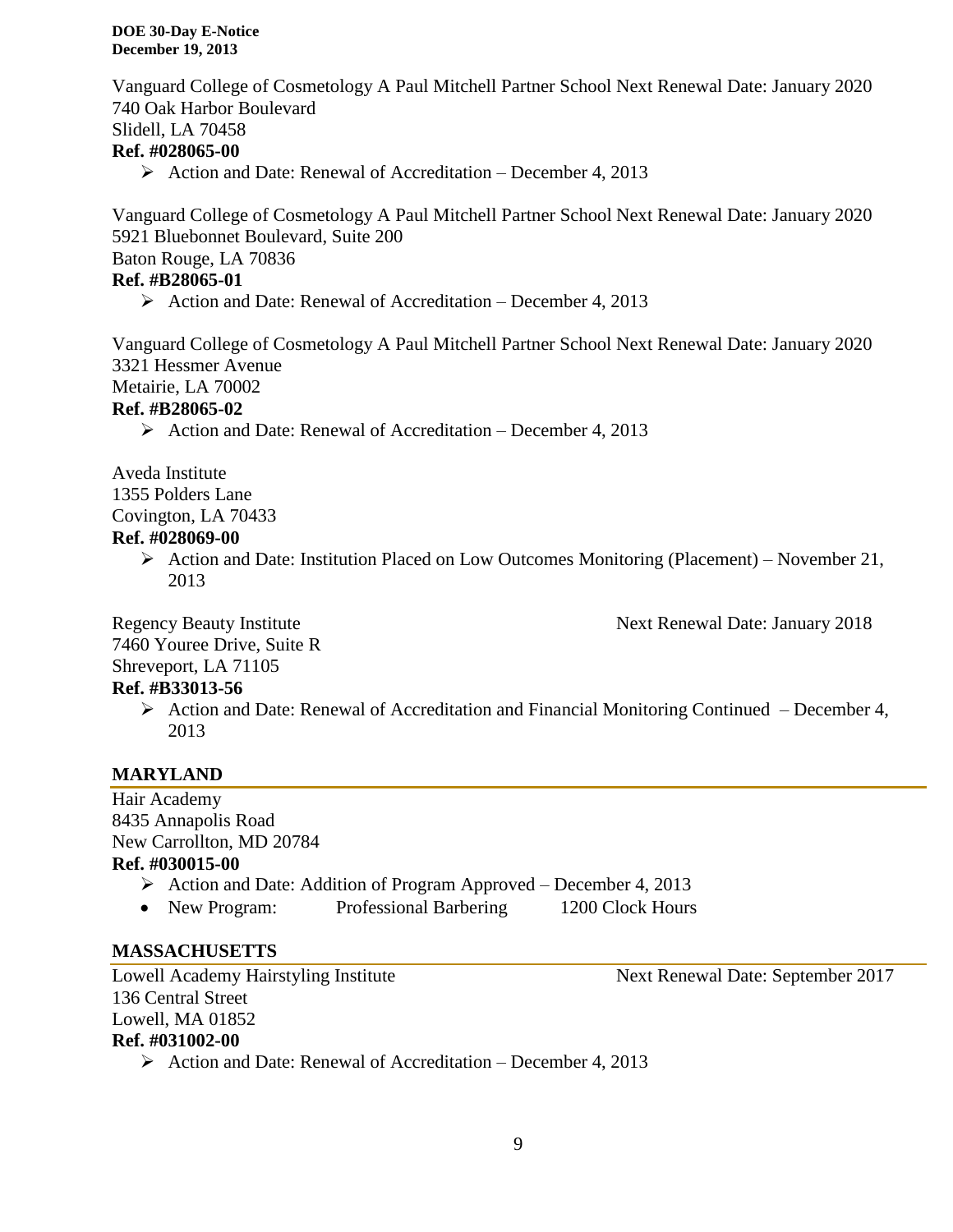Vanguard College of Cosmetology A Paul Mitchell Partner School Next Renewal Date: January 2020
740 Oak Harbor Boulevard
Slidell, LA 70458
**Ref. #028065-00**

- Action and Date: Renewal of Accreditation – December 4, 2013

Vanguard College of Cosmetology A Paul Mitchell Partner School Next Renewal Date: January 2020
5921 Bluebonnet Boulevard, Suite 200
Baton Rouge, LA 70836
**Ref. #B28065-01**

- Action and Date: Renewal of Accreditation – December 4, 2013

Vanguard College of Cosmetology A Paul Mitchell Partner School Next Renewal Date: January 2020
3321 Hessmer Avenue
Metairie, LA 70002
**Ref. #B28065-02**

- Action and Date: Renewal of Accreditation – December 4, 2013

Aveda Institute
1355 Polders Lane
Covington, LA 70433
**Ref. #028069-00**

- Action and Date: Institution Placed on Low Outcomes Monitoring (Placement) – November 21, 2013

Regency Beauty Institute Next Renewal Date: January 2018
7460 Youree Drive, Suite R
Shreveport, LA 71105
**Ref. #B33013-56**

- Action and Date: Renewal of Accreditation and Financial Monitoring Continued – December 4, 2013

## MARYLAND

Hair Academy
8435 Annapolis Road
New Carrollton, MD 20784
**Ref. #030015-00**

- Action and Date: Addition of Program Approved – December 4, 2013
- New Program: Professional Barbering 1200 Clock Hours

## MASSACHUSETTS

Lowell Academy Hairstyling Institute Next Renewal Date: September 2017
136 Central Street
Lowell, MA 01852
**Ref. #031002-00**

- Action and Date: Renewal of Accreditation – December 4, 2013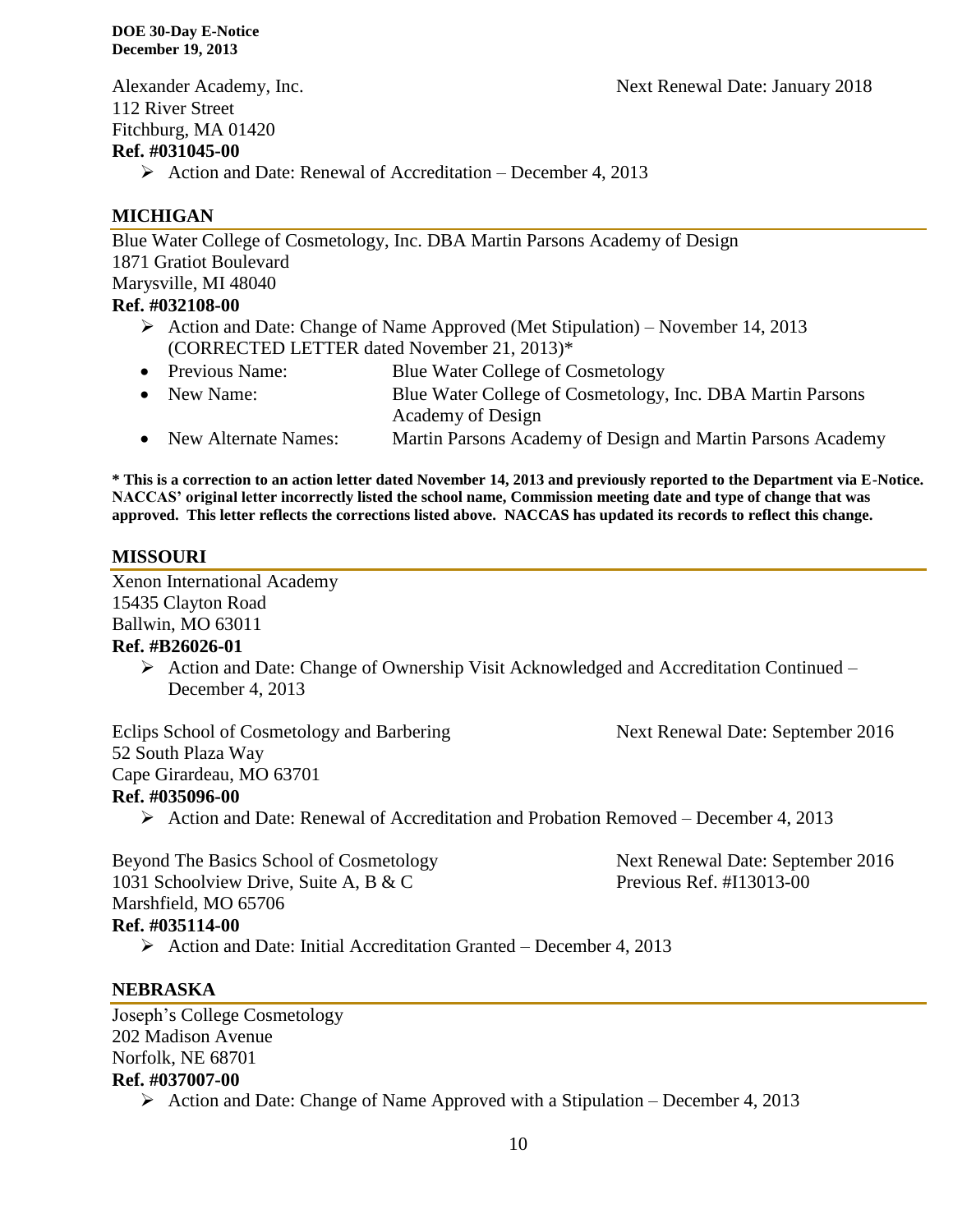Alexander Academy, Inc. Next Renewal Date: January 2018
112 River Street
Fitchburg, MA 01420
**Ref. #031045-00**

- Action and Date: Renewal of Accreditation – December 4, 2013

## MICHIGAN

Blue Water College of Cosmetology, Inc. DBA Martin Parsons Academy of Design
1871 Gratiot Boulevard
Marysville, MI 48040
**Ref. #032108-00**

- Action and Date: Change of Name Approved (Met Stipulation) – November 14, 2013 (CORRECTED LETTER dated November 21, 2013)*
- Previous Name: Blue Water College of Cosmetology
- New Name: Blue Water College of Cosmetology, Inc. DBA Martin Parsons Academy of Design
- New Alternate Names: Martin Parsons Academy of Design and Martin Parsons Academy

**\* This is a correction to an action letter dated November 14, 2013 and previously reported to the Department via E-Notice. NACCAS' original letter incorrectly listed the school name, Commission meeting date and type of change that was approved. This letter reflects the corrections listed above. NACCAS has updated its records to reflect this change.**

## MISSOURI

Xenon International Academy
15435 Clayton Road
Ballwin, MO 63011
**Ref. #B26026-01**

- Action and Date: Change of Ownership Visit Acknowledged and Accreditation Continued – December 4, 2013

Eclips School of Cosmetology and Barbering Next Renewal Date: September 2016
52 South Plaza Way
Cape Girardeau, MO 63701
**Ref. #035096-00**

- Action and Date: Renewal of Accreditation and Probation Removed – December 4, 2013

Beyond The Basics School of Cosmetology Next Renewal Date: September 2016
1031 Schoolview Drive, Suite A, B & C Previous Ref. #I13013-00
Marshfield, MO 65706
**Ref. #035114-00**

- Action and Date: Initial Accreditation Granted – December 4, 2013

## NEBRASKA

Joseph's College Cosmetology
202 Madison Avenue
Norfolk, NE 68701
**Ref. #037007-00**

- Action and Date: Change of Name Approved with a Stipulation – December 4, 2013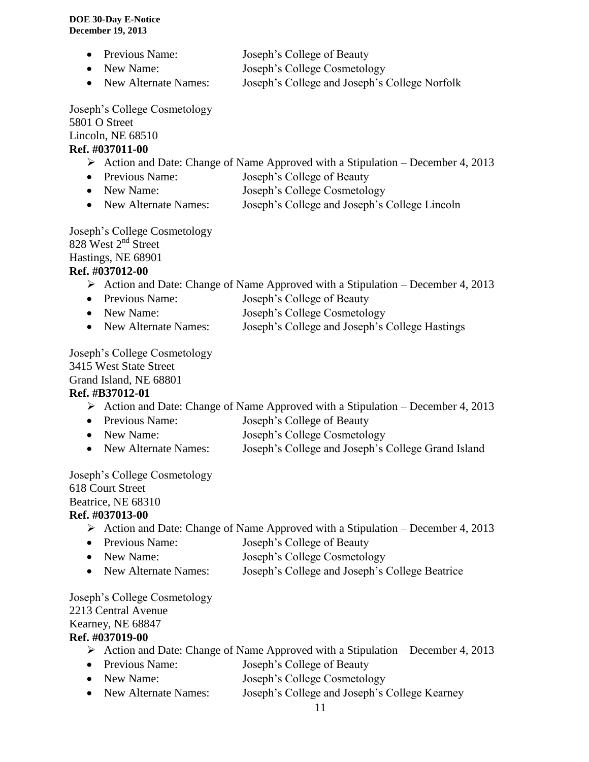- Previous Name: Joseph's College of Beauty
- New Name: Joseph's College Cosmetology
- New Alternate Names: Joseph's College and Joseph's College Norfolk

Joseph's College Cosmetology
5801 O Street
Lincoln, NE 68510
**Ref. #037011-00**

- ➢ Action and Date: Change of Name Approved with a Stipulation – December 4, 2013
- Previous Name: Joseph's College of Beauty
- New Name: Joseph's College Cosmetology
- New Alternate Names: Joseph's College and Joseph's College Lincoln

Joseph's College Cosmetology
828 West 2nd Street
Hastings, NE 68901
**Ref. #037012-00**

- ➢ Action and Date: Change of Name Approved with a Stipulation – December 4, 2013
- Previous Name: Joseph's College of Beauty
- New Name: Joseph's College Cosmetology
- New Alternate Names: Joseph's College and Joseph's College Hastings

Joseph's College Cosmetology
3415 West State Street
Grand Island, NE 68801
**Ref. #B37012-01**

- ➢ Action and Date: Change of Name Approved with a Stipulation – December 4, 2013
- Previous Name: Joseph's College of Beauty
- New Name: Joseph's College Cosmetology
- New Alternate Names: Joseph's College and Joseph's College Grand Island

Joseph's College Cosmetology
618 Court Street
Beatrice, NE 68310
**Ref. #037013-00**

- ➢ Action and Date: Change of Name Approved with a Stipulation – December 4, 2013
- Previous Name: Joseph's College of Beauty
- New Name: Joseph's College Cosmetology
- New Alternate Names: Joseph's College and Joseph's College Beatrice

Joseph's College Cosmetology
2213 Central Avenue
Kearney, NE 68847
**Ref. #037019-00**

- ➢ Action and Date: Change of Name Approved with a Stipulation – December 4, 2013
- Previous Name: Joseph's College of Beauty
- New Name: Joseph's College Cosmetology
- New Alternate Names: Joseph's College and Joseph's College Kearney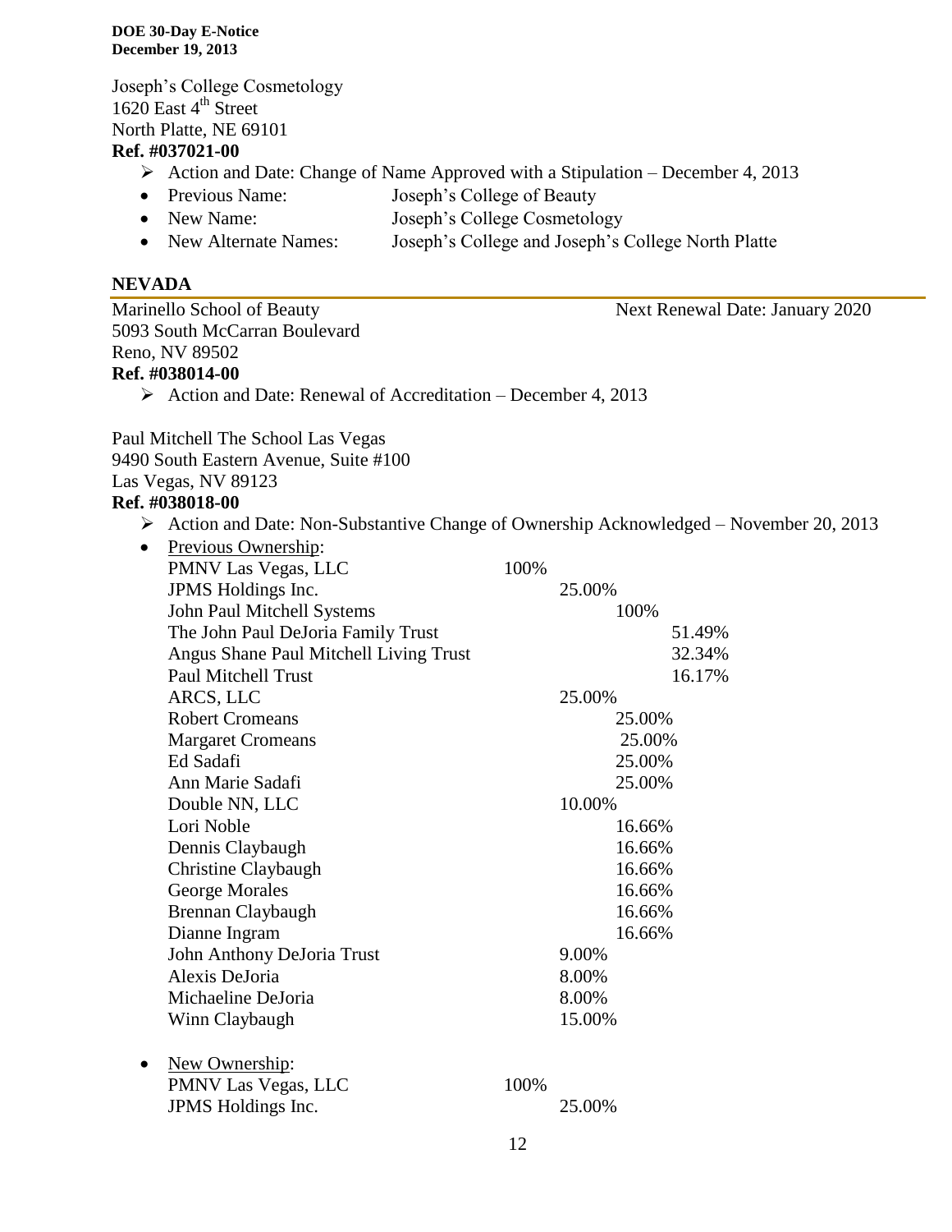Joseph's College Cosmetology
1620 East 4th Street
North Platte, NE 69101
**Ref. #037021-00**

- ➢ Action and Date: Change of Name Approved with a Stipulation – December 4, 2013
- Previous Name: Joseph's College of Beauty
- New Name: Joseph's College Cosmetology
- New Alternate Names: Joseph's College and Joseph's College North Platte

## NEVADA

Marinello School of Beauty — Next Renewal Date: January 2020
5093 South McCarran Boulevard
Reno, NV 89502
**Ref. #038014-00**

- ➢ Action and Date: Renewal of Accreditation – December 4, 2013

Paul Mitchell The School Las Vegas
9490 South Eastern Avenue, Suite #100
Las Vegas, NV 89123
**Ref. #038018-00**

- ➢ Action and Date: Non-Substantive Change of Ownership Acknowledged – November 20, 2013
- Previous Ownership:

| Owner | | | |
|---|---|---|---|
| PMNV Las Vegas, LLC | 100% | | |
| JPMS Holdings Inc. | | 25.00% | |
| John Paul Mitchell Systems | | | 100% |
| The John Paul DeJoria Family Trust | | | 51.49% |
| Angus Shane Paul Mitchell Living Trust | | | 32.34% |
| Paul Mitchell Trust | | | 16.17% |
| ARCS, LLC | | 25.00% | |
| Robert Cromeans | | | 25.00% |
| Margaret Cromeans | | | 25.00% |
| Ed Sadafi | | | 25.00% |
| Ann Marie Sadafi | | | 25.00% |
| Double NN, LLC | | 10.00% | |
| Lori Noble | | | 16.66% |
| Dennis Claybaugh | | | 16.66% |
| Christine Claybaugh | | | 16.66% |
| George Morales | | | 16.66% |
| Brennan Claybaugh | | | 16.66% |
| Dianne Ingram | | | 16.66% |
| John Anthony DeJoria Trust | | 9.00% | |
| Alexis DeJoria | | 8.00% | |
| Michaeline DeJoria | | 8.00% | |
| Winn Claybaugh | | 15.00% | |

- New Ownership:

| Owner | | |
|---|---|---|
| PMNV Las Vegas, LLC | 100% | |
| JPMS Holdings Inc. | | 25.00% |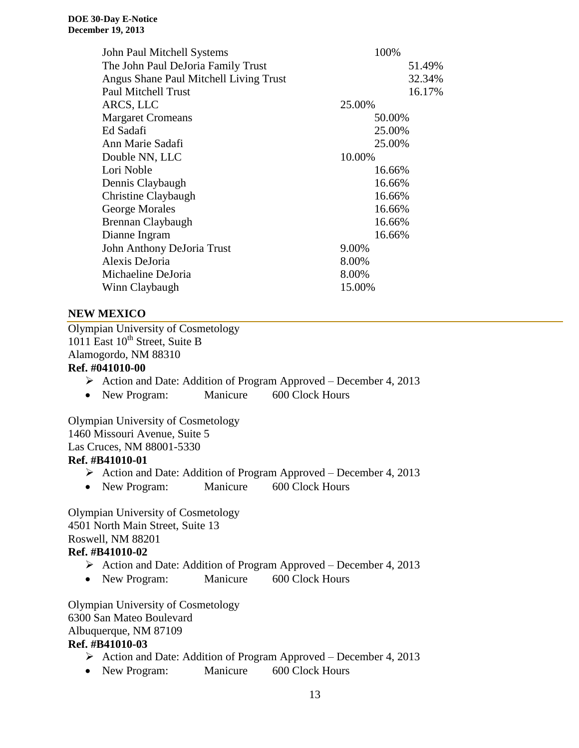| | | |
|---|---|---|
| John Paul Mitchell Systems | 100% | |
| The John Paul DeJoria Family Trust | | 51.49% |
| Angus Shane Paul Mitchell Living Trust | | 32.34% |
| Paul Mitchell Trust | | 16.17% |
| ARCS, LLC | 25.00% | |
| Margaret Cromeans | 50.00% | |
| Ed Sadafi | 25.00% | |
| Ann Marie Sadafi | 25.00% | |
| Double NN, LLC | 10.00% | |
| Lori Noble | 16.66% | |
| Dennis Claybaugh | 16.66% | |
| Christine Claybaugh | 16.66% | |
| George Morales | 16.66% | |
| Brennan Claybaugh | 16.66% | |
| Dianne Ingram | 16.66% | |
| John Anthony DeJoria Trust | 9.00% | |
| Alexis DeJoria | 8.00% | |
| Michaeline DeJoria | 8.00% | |
| Winn Claybaugh | 15.00% | |

## NEW MEXICO

Olympian University of Cosmetology
1011 East 10th Street, Suite B
Alamogordo, NM 88310
**Ref. #041010-00**

- Action and Date: Addition of Program Approved – December 4, 2013
- New Program: Manicure 600 Clock Hours

Olympian University of Cosmetology
1460 Missouri Avenue, Suite 5
Las Cruces, NM 88001-5330
**Ref. #B41010-01**

- Action and Date: Addition of Program Approved – December 4, 2013
- New Program: Manicure 600 Clock Hours

Olympian University of Cosmetology
4501 North Main Street, Suite 13
Roswell, NM 88201
**Ref. #B41010-02**

- Action and Date: Addition of Program Approved – December 4, 2013
- New Program: Manicure 600 Clock Hours

Olympian University of Cosmetology
6300 San Mateo Boulevard
Albuquerque, NM 87109
**Ref. #B41010-03**

- Action and Date: Addition of Program Approved – December 4, 2013
- New Program: Manicure 600 Clock Hours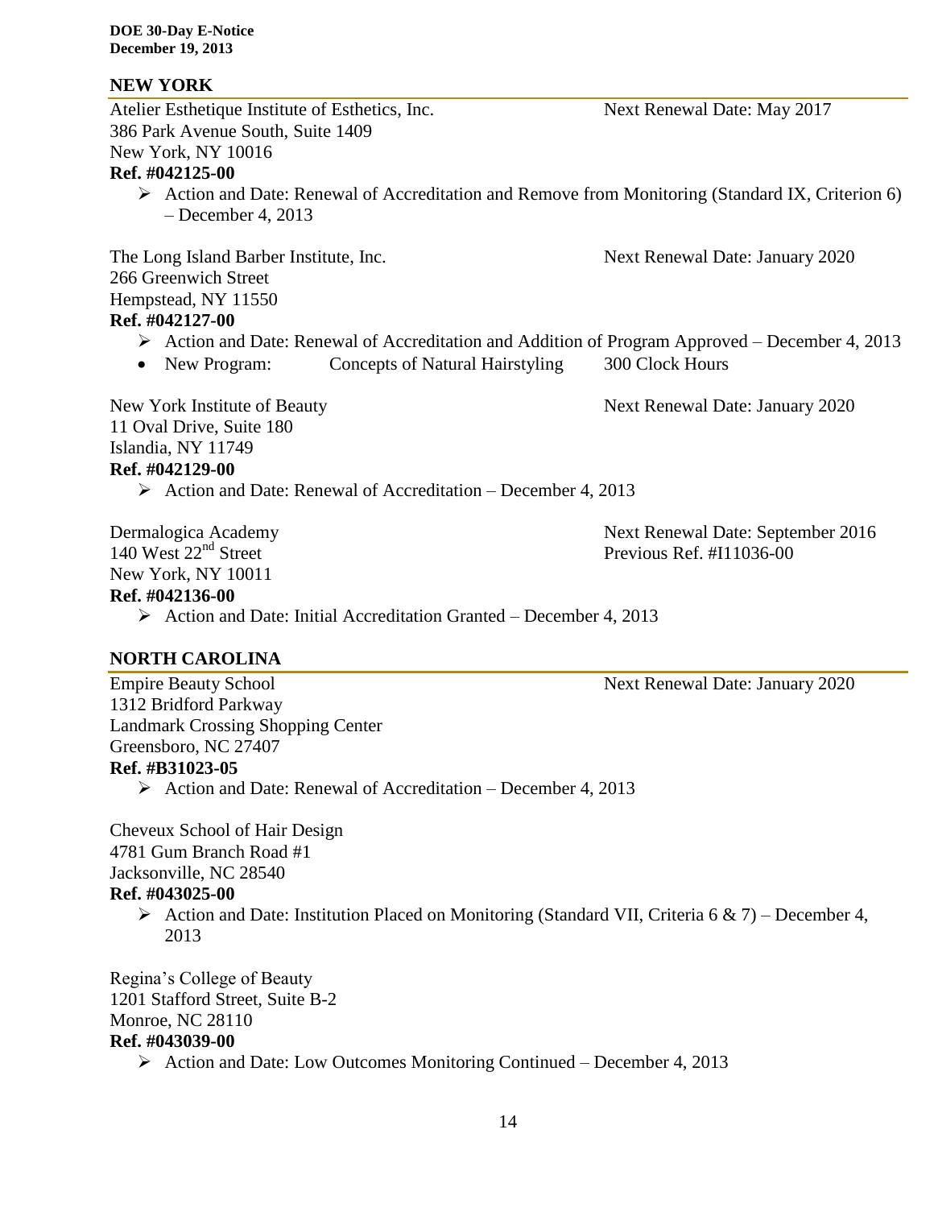## NEW YORK

Atelier Esthetique Institute of Esthetics, Inc. Next Renewal Date: May 2017
386 Park Avenue South, Suite 1409
New York, NY 10016
**Ref. #042125-00**

- Action and Date: Renewal of Accreditation and Remove from Monitoring (Standard IX, Criterion 6) – December 4, 2013

The Long Island Barber Institute, Inc. Next Renewal Date: January 2020
266 Greenwich Street
Hempstead, NY 11550
**Ref. #042127-00**

- Action and Date: Renewal of Accreditation and Addition of Program Approved – December 4, 2013
- New Program: Concepts of Natural Hairstyling 300 Clock Hours

New York Institute of Beauty Next Renewal Date: January 2020
11 Oval Drive, Suite 180
Islandia, NY 11749
**Ref. #042129-00**

- Action and Date: Renewal of Accreditation – December 4, 2013

Dermalogica Academy Next Renewal Date: September 2016
140 West 22nd Street Previous Ref. #I11036-00
New York, NY 10011
**Ref. #042136-00**

- Action and Date: Initial Accreditation Granted – December 4, 2013

## NORTH CAROLINA

Empire Beauty School Next Renewal Date: January 2020
1312 Bridford Parkway
Landmark Crossing Shopping Center
Greensboro, NC 27407
**Ref. #B31023-05**

- Action and Date: Renewal of Accreditation – December 4, 2013

Cheveux School of Hair Design
4781 Gum Branch Road #1
Jacksonville, NC 28540
**Ref. #043025-00**

- Action and Date: Institution Placed on Monitoring (Standard VII, Criteria 6 & 7) – December 4, 2013

Regina's College of Beauty
1201 Stafford Street, Suite B-2
Monroe, NC 28110
**Ref. #043039-00**

- Action and Date: Low Outcomes Monitoring Continued – December 4, 2013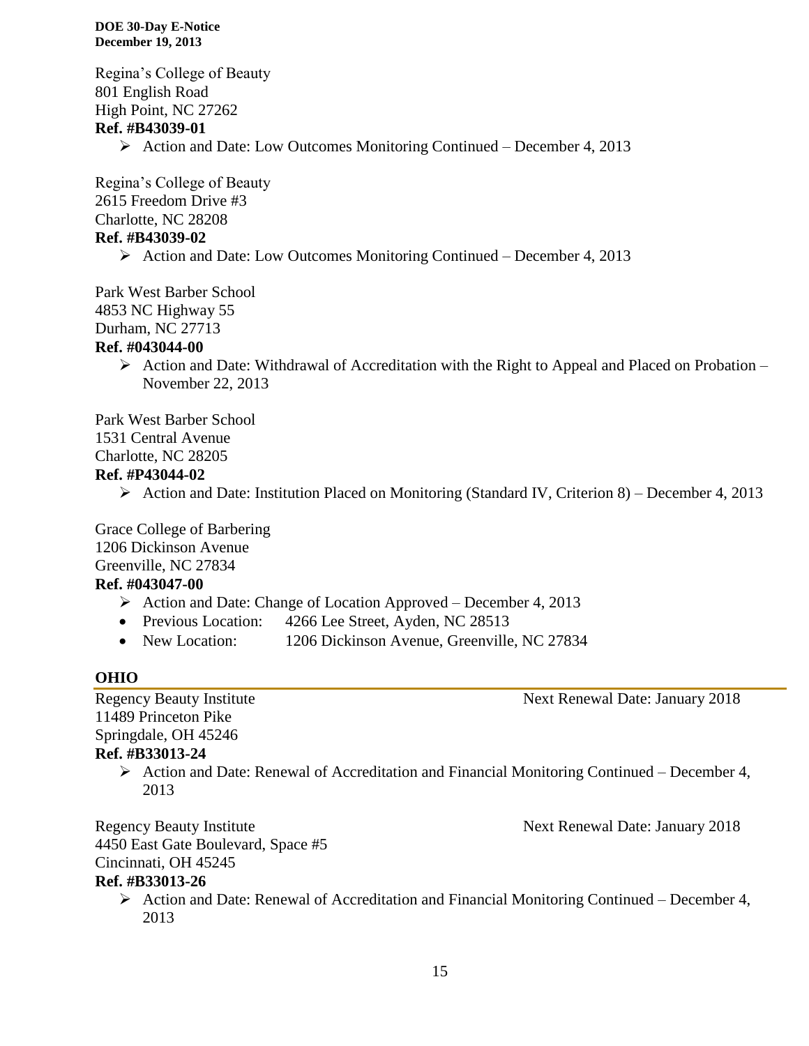Regina's College of Beauty
801 English Road
High Point, NC 27262
**Ref. #B43039-01**

- Action and Date: Low Outcomes Monitoring Continued – December 4, 2013

Regina's College of Beauty
2615 Freedom Drive #3
Charlotte, NC 28208
**Ref. #B43039-02**

- Action and Date: Low Outcomes Monitoring Continued – December 4, 2013

Park West Barber School
4853 NC Highway 55
Durham, NC 27713
**Ref. #043044-00**

- Action and Date: Withdrawal of Accreditation with the Right to Appeal and Placed on Probation – November 22, 2013

Park West Barber School
1531 Central Avenue
Charlotte, NC 28205
**Ref. #P43044-02**

- Action and Date: Institution Placed on Monitoring (Standard IV, Criterion 8) – December 4, 2013

Grace College of Barbering
1206 Dickinson Avenue
Greenville, NC 27834
**Ref. #043047-00**

- Action and Date: Change of Location Approved – December 4, 2013
- Previous Location: 4266 Lee Street, Ayden, NC 28513
- New Location: 1206 Dickinson Avenue, Greenville, NC 27834

## OHIO

Regency Beauty Institute — Next Renewal Date: January 2018
11489 Princeton Pike
Springdale, OH 45246
**Ref. #B33013-24**

- Action and Date: Renewal of Accreditation and Financial Monitoring Continued – December 4, 2013

Regency Beauty Institute — Next Renewal Date: January 2018
4450 East Gate Boulevard, Space #5
Cincinnati, OH 45245
**Ref. #B33013-26**

- Action and Date: Renewal of Accreditation and Financial Monitoring Continued – December 4, 2013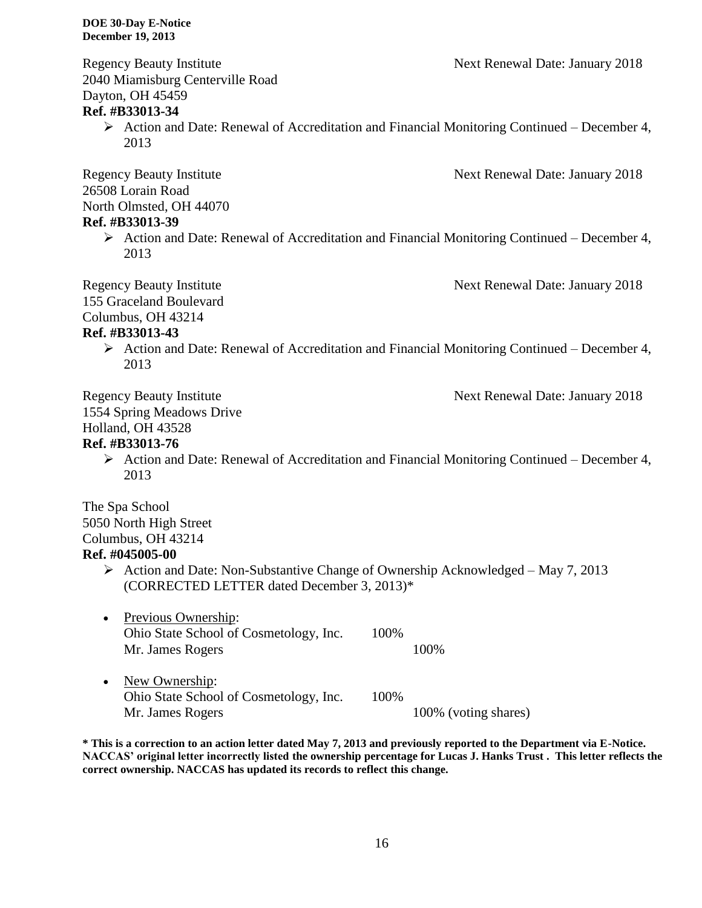Regency Beauty Institute — Next Renewal Date: January 2018
2040 Miamisburg Centerville Road
Dayton, OH 45459
**Ref. #B33013-34**

- Action and Date: Renewal of Accreditation and Financial Monitoring Continued – December 4, 2013

Regency Beauty Institute — Next Renewal Date: January 2018
26508 Lorain Road
North Olmsted, OH 44070
**Ref. #B33013-39**

- Action and Date: Renewal of Accreditation and Financial Monitoring Continued – December 4, 2013

Regency Beauty Institute — Next Renewal Date: January 2018
155 Graceland Boulevard
Columbus, OH 43214
**Ref. #B33013-43**

- Action and Date: Renewal of Accreditation and Financial Monitoring Continued – December 4, 2013

Regency Beauty Institute — Next Renewal Date: January 2018
1554 Spring Meadows Drive
Holland, OH 43528
**Ref. #B33013-76**

- Action and Date: Renewal of Accreditation and Financial Monitoring Continued – December 4, 2013

The Spa School
5050 North High Street
Columbus, OH 43214
**Ref. #045005-00**

- Action and Date: Non-Substantive Change of Ownership Acknowledged – May 7, 2013 (CORRECTED LETTER dated December 3, 2013)*

- Previous Ownership:
  - Ohio State School of Cosmetology, Inc. — 100%
    - Mr. James Rogers — 100%

- New Ownership:
  - Ohio State School of Cosmetology, Inc. — 100%
    - Mr. James Rogers — 100% (voting shares)

**\* This is a correction to an action letter dated May 7, 2013 and previously reported to the Department via E-Notice. NACCAS' original letter incorrectly listed the ownership percentage for Lucas J. Hanks Trust . This letter reflects the correct ownership. NACCAS has updated its records to reflect this change.**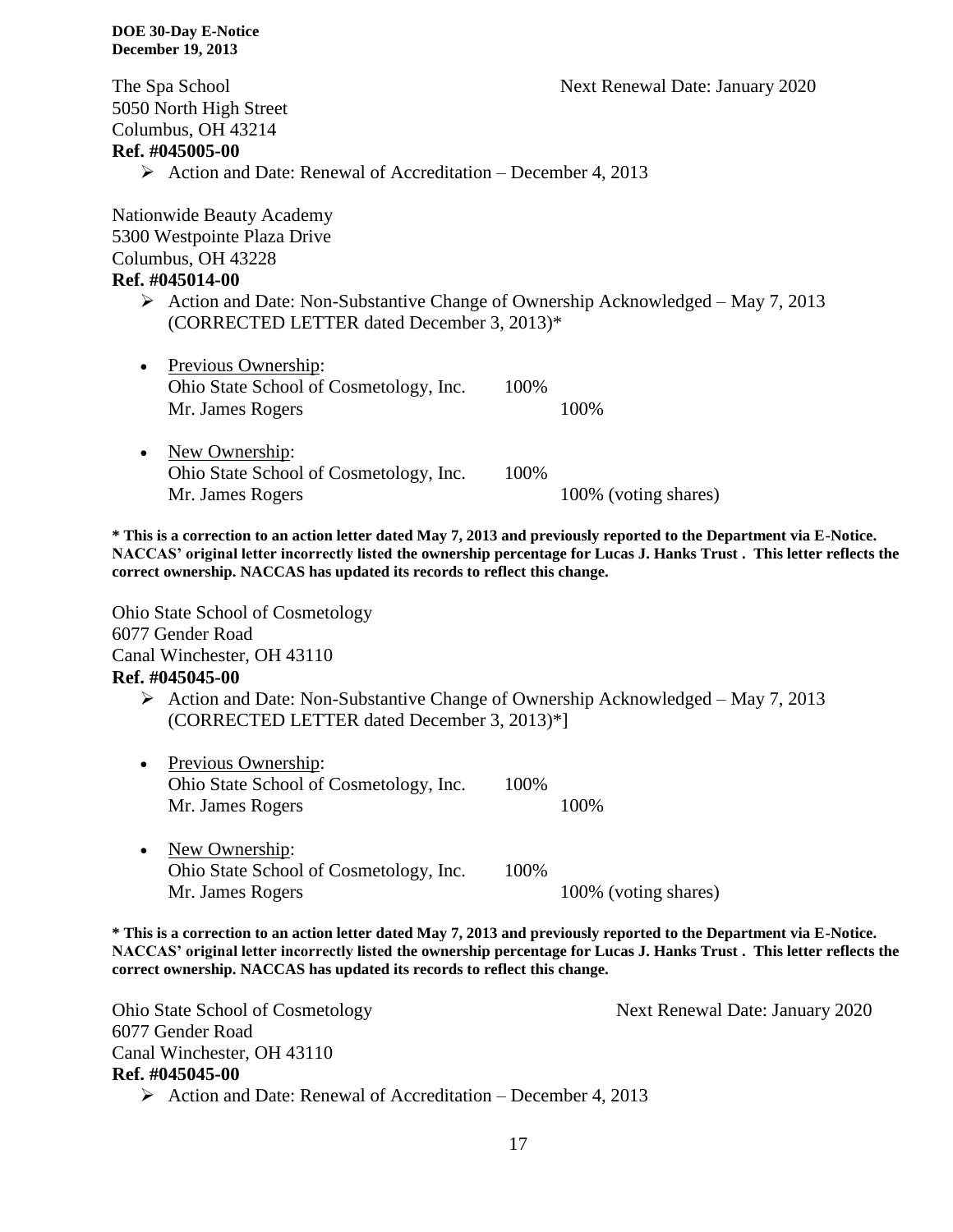The Spa School Next Renewal Date: January 2020
5050 North High Street
Columbus, OH 43214
**Ref. #045005-00**

- Action and Date: Renewal of Accreditation – December 4, 2013

Nationwide Beauty Academy
5300 Westpointe Plaza Drive
Columbus, OH 43228
**Ref. #045014-00**

- Action and Date: Non-Substantive Change of Ownership Acknowledged – May 7, 2013 (CORRECTED LETTER dated December 3, 2013)*

- Previous Ownership:
  Ohio State School of Cosmetology, Inc. 100%
  Mr. James Rogers 100%

- New Ownership:
  Ohio State School of Cosmetology, Inc. 100%
  Mr. James Rogers 100% (voting shares)

**\* This is a correction to an action letter dated May 7, 2013 and previously reported to the Department via E-Notice. NACCAS' original letter incorrectly listed the ownership percentage for Lucas J. Hanks Trust . This letter reflects the correct ownership. NACCAS has updated its records to reflect this change.**

Ohio State School of Cosmetology
6077 Gender Road
Canal Winchester, OH 43110
**Ref. #045045-00**

- Action and Date: Non-Substantive Change of Ownership Acknowledged – May 7, 2013 (CORRECTED LETTER dated December 3, 2013)*]

- Previous Ownership:
  Ohio State School of Cosmetology, Inc. 100%
  Mr. James Rogers 100%

- New Ownership:
  Ohio State School of Cosmetology, Inc. 100%
  Mr. James Rogers 100% (voting shares)

**\* This is a correction to an action letter dated May 7, 2013 and previously reported to the Department via E-Notice. NACCAS' original letter incorrectly listed the ownership percentage for Lucas J. Hanks Trust . This letter reflects the correct ownership. NACCAS has updated its records to reflect this change.**

Ohio State School of Cosmetology Next Renewal Date: January 2020
6077 Gender Road
Canal Winchester, OH 43110
**Ref. #045045-00**

- Action and Date: Renewal of Accreditation – December 4, 2013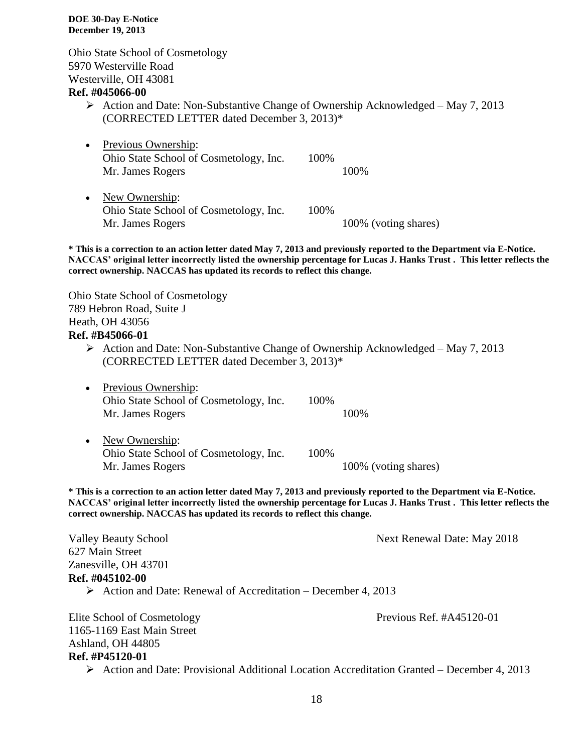Ohio State School of Cosmetology
5970 Westerville Road
Westerville, OH 43081
**Ref. #045066-00**

- Action and Date: Non-Substantive Change of Ownership Acknowledged – May 7, 2013 (CORRECTED LETTER dated December 3, 2013)*

- Previous Ownership:
  Ohio State School of Cosmetology, Inc. 100%
  Mr. James Rogers 100%

- New Ownership:
  Ohio State School of Cosmetology, Inc. 100%
  Mr. James Rogers 100% (voting shares)

**\* This is a correction to an action letter dated May 7, 2013 and previously reported to the Department via E-Notice. NACCAS' original letter incorrectly listed the ownership percentage for Lucas J. Hanks Trust . This letter reflects the correct ownership. NACCAS has updated its records to reflect this change.**

Ohio State School of Cosmetology
789 Hebron Road, Suite J
Heath, OH 43056
**Ref. #B45066-01**

- Action and Date: Non-Substantive Change of Ownership Acknowledged – May 7, 2013 (CORRECTED LETTER dated December 3, 2013)*

- Previous Ownership:
  Ohio State School of Cosmetology, Inc. 100%
  Mr. James Rogers 100%

- New Ownership:
  Ohio State School of Cosmetology, Inc. 100%
  Mr. James Rogers 100% (voting shares)

**\* This is a correction to an action letter dated May 7, 2013 and previously reported to the Department via E-Notice. NACCAS' original letter incorrectly listed the ownership percentage for Lucas J. Hanks Trust . This letter reflects the correct ownership. NACCAS has updated its records to reflect this change.**

Valley Beauty School — Next Renewal Date: May 2018
627 Main Street
Zanesville, OH 43701
**Ref. #045102-00**

- Action and Date: Renewal of Accreditation – December 4, 2013

Elite School of Cosmetology — Previous Ref. #A45120-01
1165-1169 East Main Street
Ashland, OH 44805
**Ref. #P45120-01**

- Action and Date: Provisional Additional Location Accreditation Granted – December 4, 2013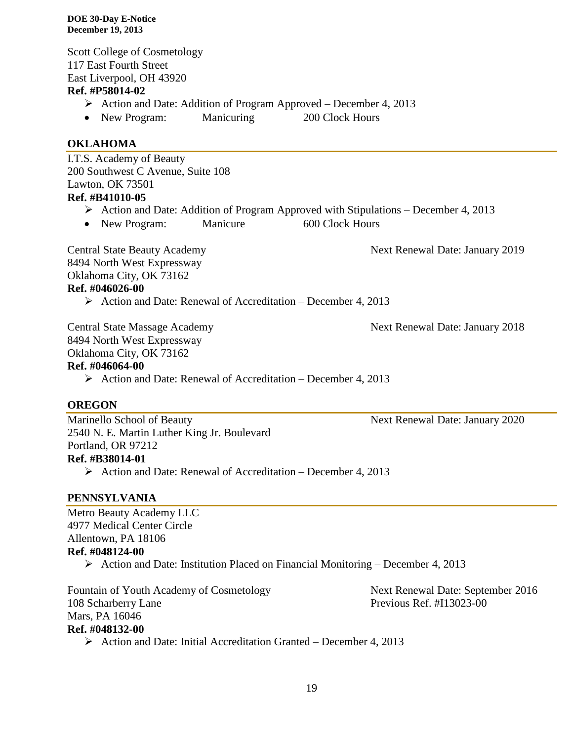Scott College of Cosmetology
117 East Fourth Street
East Liverpool, OH 43920
**Ref. #P58014-02**

- Action and Date: Addition of Program Approved – December 4, 2013
- New Program: Manicuring 200 Clock Hours

## OKLAHOMA

I.T.S. Academy of Beauty
200 Southwest C Avenue, Suite 108
Lawton, OK 73501
**Ref. #B41010-05**

- Action and Date: Addition of Program Approved with Stipulations – December 4, 2013
- New Program: Manicure 600 Clock Hours

Central State Beauty Academy — Next Renewal Date: January 2019
8494 North West Expressway
Oklahoma City, OK 73162
**Ref. #046026-00**

- Action and Date: Renewal of Accreditation – December 4, 2013

Central State Massage Academy — Next Renewal Date: January 2018
8494 North West Expressway
Oklahoma City, OK 73162
**Ref. #046064-00**

- Action and Date: Renewal of Accreditation – December 4, 2013

## OREGON

Marinello School of Beauty — Next Renewal Date: January 2020
2540 N. E. Martin Luther King Jr. Boulevard
Portland, OR 97212
**Ref. #B38014-01**

- Action and Date: Renewal of Accreditation – December 4, 2013

## PENNSYLVANIA

Metro Beauty Academy LLC
4977 Medical Center Circle
Allentown, PA 18106
**Ref. #048124-00**

- Action and Date: Institution Placed on Financial Monitoring – December 4, 2013

Fountain of Youth Academy of Cosmetology — Next Renewal Date: September 2016
108 Scharberry Lane — Previous Ref. #I13023-00
Mars, PA 16046
**Ref. #048132-00**

- Action and Date: Initial Accreditation Granted – December 4, 2013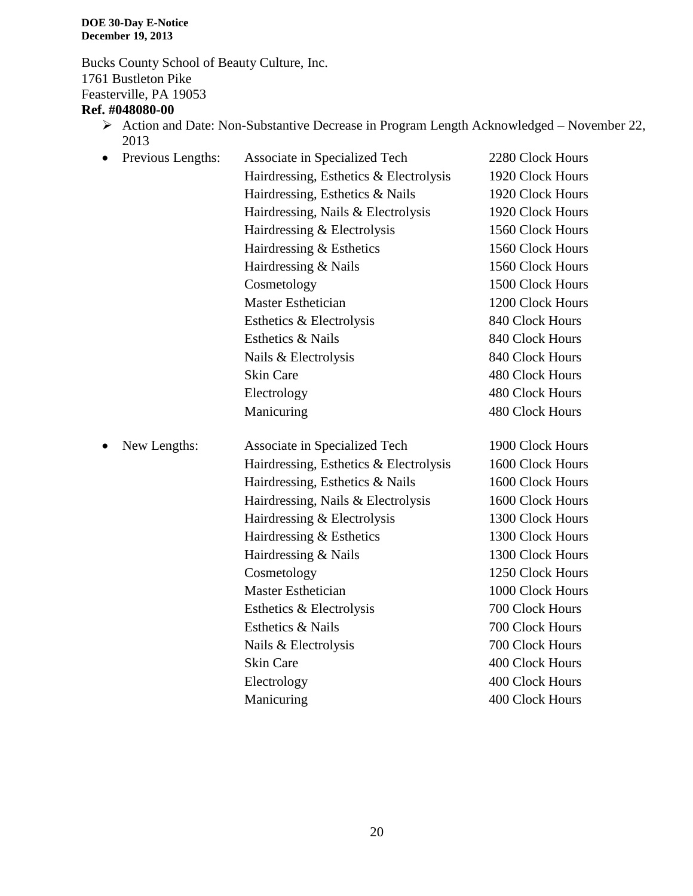Bucks County School of Beauty Culture, Inc.
1761 Bustleton Pike
Feasterville, PA 19053
**Ref. #048080-00**

- Action and Date: Non-Substantive Decrease in Program Length Acknowledged – November 22, 2013

- Previous Lengths:

| Program | Length |
|---|---|
| Associate in Specialized Tech | 2280 Clock Hours |
| Hairdressing, Esthetics & Electrolysis | 1920 Clock Hours |
| Hairdressing, Esthetics & Nails | 1920 Clock Hours |
| Hairdressing, Nails & Electrolysis | 1920 Clock Hours |
| Hairdressing & Electrolysis | 1560 Clock Hours |
| Hairdressing & Esthetics | 1560 Clock Hours |
| Hairdressing & Nails | 1560 Clock Hours |
| Cosmetology | 1500 Clock Hours |
| Master Esthetician | 1200 Clock Hours |
| Esthetics & Electrolysis | 840 Clock Hours |
| Esthetics & Nails | 840 Clock Hours |
| Nails & Electrolysis | 840 Clock Hours |
| Skin Care | 480 Clock Hours |
| Electrology | 480 Clock Hours |
| Manicuring | 480 Clock Hours |

- New Lengths:

| Program | Length |
|---|---|
| Associate in Specialized Tech | 1900 Clock Hours |
| Hairdressing, Esthetics & Electrolysis | 1600 Clock Hours |
| Hairdressing, Esthetics & Nails | 1600 Clock Hours |
| Hairdressing, Nails & Electrolysis | 1600 Clock Hours |
| Hairdressing & Electrolysis | 1300 Clock Hours |
| Hairdressing & Esthetics | 1300 Clock Hours |
| Hairdressing & Nails | 1300 Clock Hours |
| Cosmetology | 1250 Clock Hours |
| Master Esthetician | 1000 Clock Hours |
| Esthetics & Electrolysis | 700 Clock Hours |
| Esthetics & Nails | 700 Clock Hours |
| Nails & Electrolysis | 700 Clock Hours |
| Skin Care | 400 Clock Hours |
| Electrology | 400 Clock Hours |
| Manicuring | 400 Clock Hours |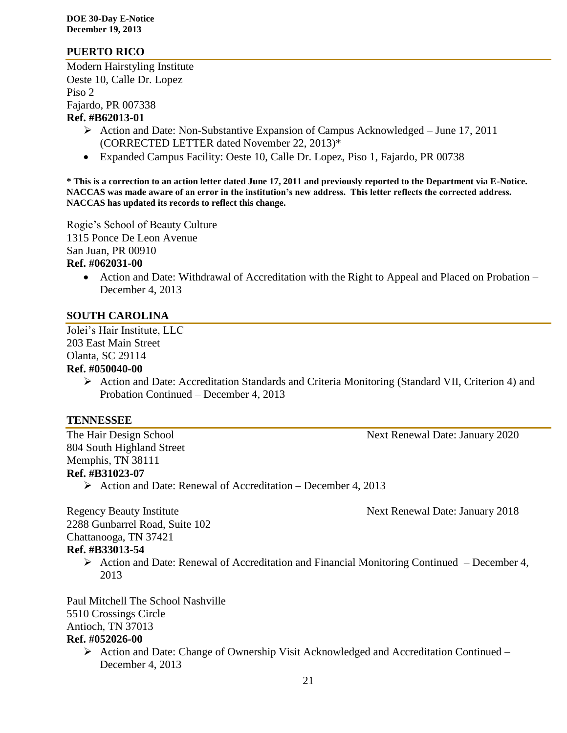## PUERTO RICO

Modern Hairstyling Institute
Oeste 10, Calle Dr. Lopez
Piso 2
Fajardo, PR 007338
**Ref. #B62013-01**

- Action and Date: Non-Substantive Expansion of Campus Acknowledged – June 17, 2011 (CORRECTED LETTER dated November 22, 2013)*
- Expanded Campus Facility: Oeste 10, Calle Dr. Lopez, Piso 1, Fajardo, PR 00738

**\* This is a correction to an action letter dated June 17, 2011 and previously reported to the Department via E-Notice. NACCAS was made aware of an error in the institution's new address. This letter reflects the corrected address. NACCAS has updated its records to reflect this change.**

Rogie's School of Beauty Culture
1315 Ponce De Leon Avenue
San Juan, PR 00910
**Ref. #062031-00**

- Action and Date: Withdrawal of Accreditation with the Right to Appeal and Placed on Probation – December 4, 2013

## SOUTH CAROLINA

Jolei's Hair Institute, LLC
203 East Main Street
Olanta, SC 29114
**Ref. #050040-00**

- Action and Date: Accreditation Standards and Criteria Monitoring (Standard VII, Criterion 4) and Probation Continued – December 4, 2013

## TENNESSEE

The Hair Design School — Next Renewal Date: January 2020
804 South Highland Street
Memphis, TN 38111
**Ref. #B31023-07**

- Action and Date: Renewal of Accreditation – December 4, 2013

Regency Beauty Institute — Next Renewal Date: January 2018
2288 Gunbarrel Road, Suite 102
Chattanooga, TN 37421
**Ref. #B33013-54**

- Action and Date: Renewal of Accreditation and Financial Monitoring Continued – December 4, 2013

Paul Mitchell The School Nashville
5510 Crossings Circle
Antioch, TN 37013
**Ref. #052026-00**

- Action and Date: Change of Ownership Visit Acknowledged and Accreditation Continued – December 4, 2013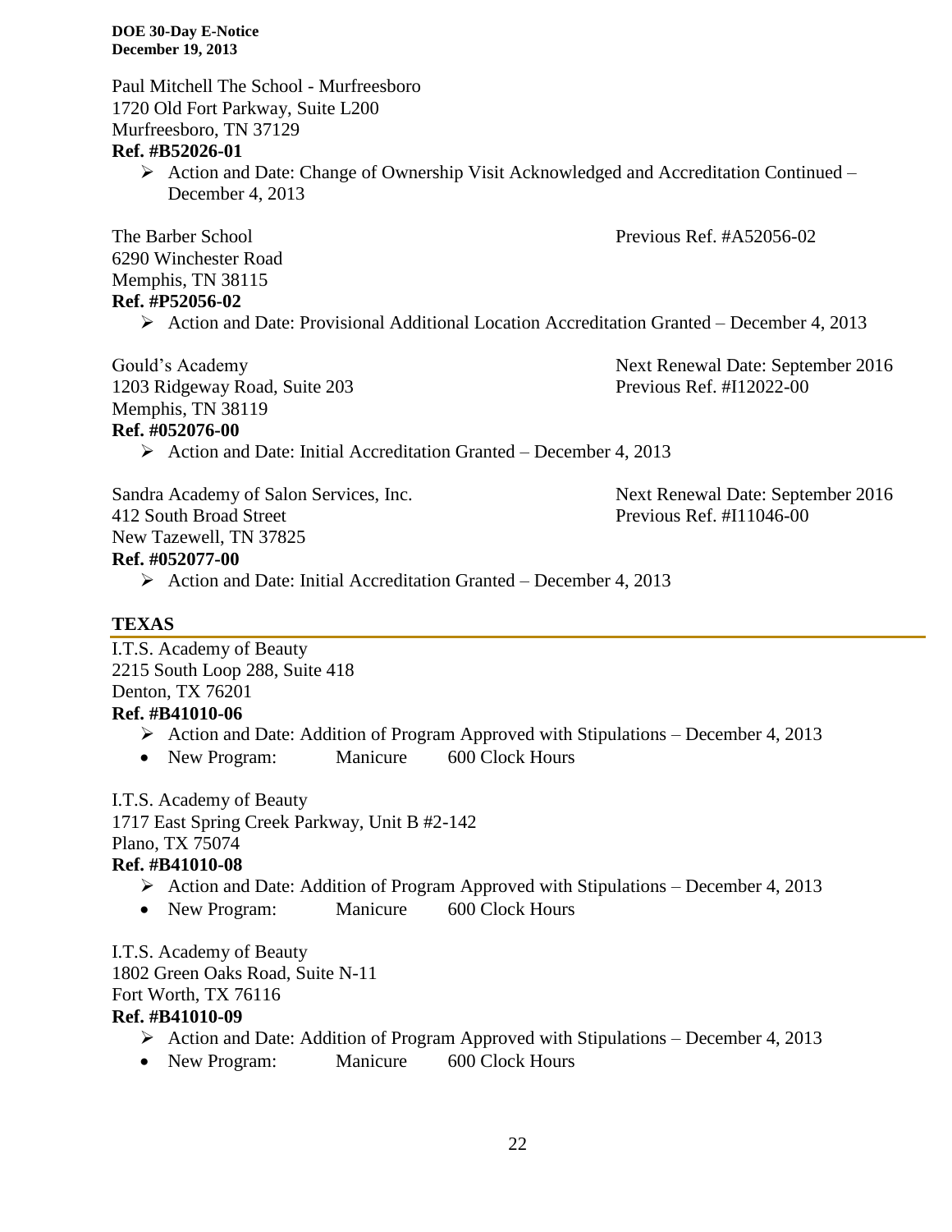Paul Mitchell The School - Murfreesboro
1720 Old Fort Parkway, Suite L200
Murfreesboro, TN 37129
**Ref. #B52026-01**

- Action and Date: Change of Ownership Visit Acknowledged and Accreditation Continued – December 4, 2013

The Barber School
Previous Ref. #A52056-02
6290 Winchester Road
Memphis, TN 38115
**Ref. #P52056-02**

- Action and Date: Provisional Additional Location Accreditation Granted – December 4, 2013

Gould's Academy
Next Renewal Date: September 2016
1203 Ridgeway Road, Suite 203
Previous Ref. #I12022-00
Memphis, TN 38119
**Ref. #052076-00**

- Action and Date: Initial Accreditation Granted – December 4, 2013

Sandra Academy of Salon Services, Inc.
Next Renewal Date: September 2016
412 South Broad Street
Previous Ref. #I11046-00
New Tazewell, TN 37825
**Ref. #052077-00**

- Action and Date: Initial Accreditation Granted – December 4, 2013

## TEXAS

I.T.S. Academy of Beauty
2215 South Loop 288, Suite 418
Denton, TX 76201
**Ref. #B41010-06**

- Action and Date: Addition of Program Approved with Stipulations – December 4, 2013
- New Program: Manicure 600 Clock Hours

I.T.S. Academy of Beauty
1717 East Spring Creek Parkway, Unit B #2-142
Plano, TX 75074
**Ref. #B41010-08**

- Action and Date: Addition of Program Approved with Stipulations – December 4, 2013
- New Program: Manicure 600 Clock Hours

I.T.S. Academy of Beauty
1802 Green Oaks Road, Suite N-11
Fort Worth, TX 76116
**Ref. #B41010-09**

- Action and Date: Addition of Program Approved with Stipulations – December 4, 2013
- New Program: Manicure 600 Clock Hours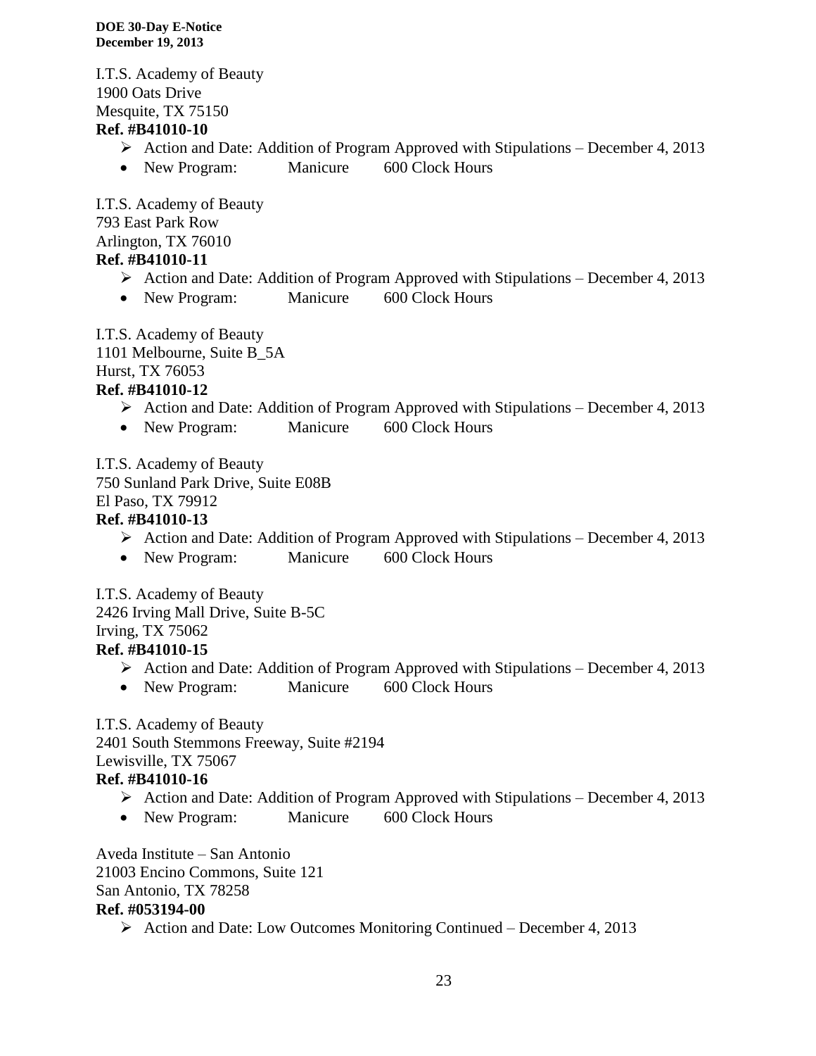I.T.S. Academy of Beauty
1900 Oats Drive
Mesquite, TX 75150
**Ref. #B41010-10**

- Action and Date: Addition of Program Approved with Stipulations – December 4, 2013
- New Program: Manicure 600 Clock Hours

I.T.S. Academy of Beauty
793 East Park Row
Arlington, TX 76010
**Ref. #B41010-11**

- Action and Date: Addition of Program Approved with Stipulations – December 4, 2013
- New Program: Manicure 600 Clock Hours

I.T.S. Academy of Beauty
1101 Melbourne, Suite B_5A
Hurst, TX 76053
**Ref. #B41010-12**

- Action and Date: Addition of Program Approved with Stipulations – December 4, 2013
- New Program: Manicure 600 Clock Hours

I.T.S. Academy of Beauty
750 Sunland Park Drive, Suite E08B
El Paso, TX 79912
**Ref. #B41010-13**

- Action and Date: Addition of Program Approved with Stipulations – December 4, 2013
- New Program: Manicure 600 Clock Hours

I.T.S. Academy of Beauty
2426 Irving Mall Drive, Suite B-5C
Irving, TX 75062
**Ref. #B41010-15**

- Action and Date: Addition of Program Approved with Stipulations – December 4, 2013
- New Program: Manicure 600 Clock Hours

I.T.S. Academy of Beauty
2401 South Stemmons Freeway, Suite #2194
Lewisville, TX 75067
**Ref. #B41010-16**

- Action and Date: Addition of Program Approved with Stipulations – December 4, 2013
- New Program: Manicure 600 Clock Hours

Aveda Institute – San Antonio
21003 Encino Commons, Suite 121
San Antonio, TX 78258
**Ref. #053194-00**

- Action and Date: Low Outcomes Monitoring Continued – December 4, 2013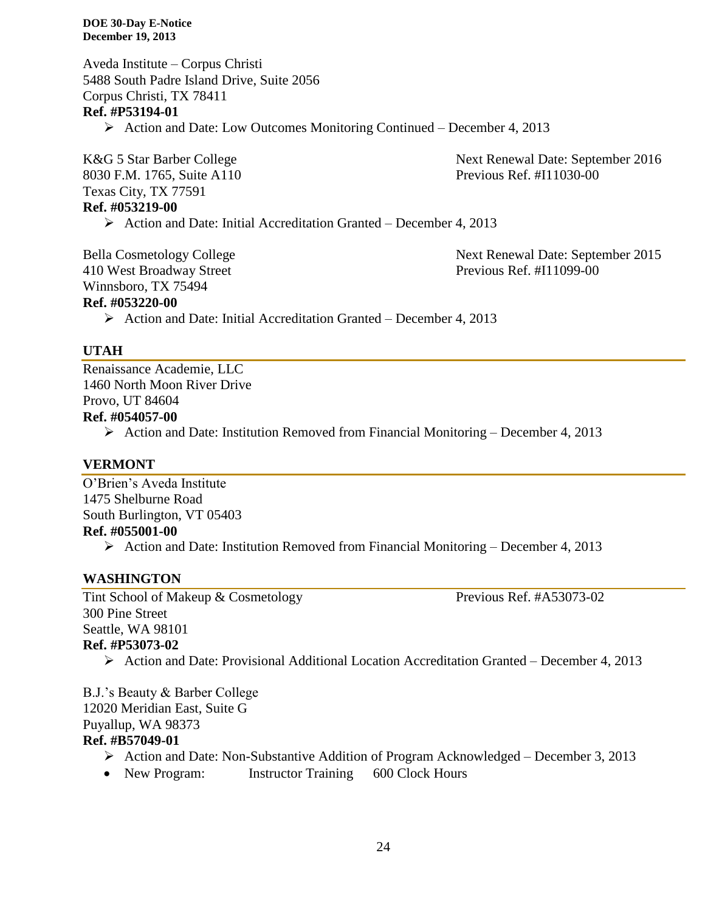Aveda Institute – Corpus Christi
5488 South Padre Island Drive, Suite 2056
Corpus Christi, TX 78411
**Ref. #P53194-01**

- Action and Date: Low Outcomes Monitoring Continued – December 4, 2013

K&G 5 Star Barber College
8030 F.M. 1765, Suite A110
Texas City, TX 77591
Next Renewal Date: September 2016
Previous Ref. #I11030-00
**Ref. #053219-00**

- Action and Date: Initial Accreditation Granted – December 4, 2013

Bella Cosmetology College
410 West Broadway Street
Winnsboro, TX 75494
Next Renewal Date: September 2015
Previous Ref. #I11099-00
**Ref. #053220-00**

- Action and Date: Initial Accreditation Granted – December 4, 2013

## UTAH

Renaissance Academie, LLC
1460 North Moon River Drive
Provo, UT 84604
**Ref. #054057-00**

- Action and Date: Institution Removed from Financial Monitoring – December 4, 2013

## VERMONT

O'Brien's Aveda Institute
1475 Shelburne Road
South Burlington, VT 05403
**Ref. #055001-00**

- Action and Date: Institution Removed from Financial Monitoring – December 4, 2013

## WASHINGTON

Tint School of Makeup & Cosmetology
300 Pine Street
Seattle, WA 98101
Previous Ref. #A53073-02
**Ref. #P53073-02**

- Action and Date: Provisional Additional Location Accreditation Granted – December 4, 2013

B.J.'s Beauty & Barber College
12020 Meridian East, Suite G
Puyallup, WA 98373
**Ref. #B57049-01**

- Action and Date: Non-Substantive Addition of Program Acknowledged – December 3, 2013
- New Program: Instructor Training 600 Clock Hours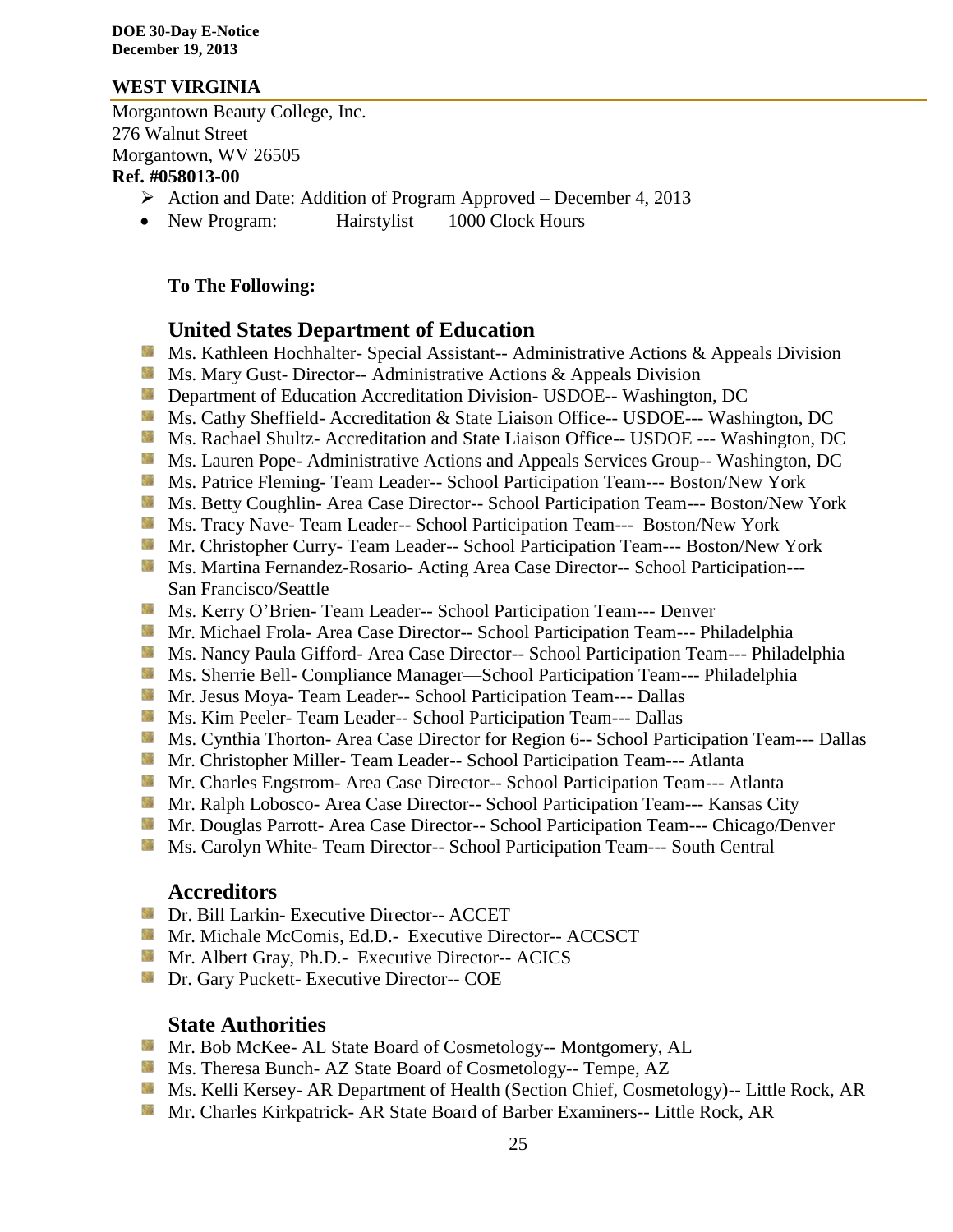## WEST VIRGINIA

Morgantown Beauty College, Inc.
276 Walnut Street
Morgantown, WV 26505
**Ref. #058013-00**

- Action and Date: Addition of Program Approved – December 4, 2013
- New Program: Hairstylist 1000 Clock Hours

**To The Following:**

### United States Department of Education

- Ms. Kathleen Hochhalter- Special Assistant-- Administrative Actions & Appeals Division
- Ms. Mary Gust- Director-- Administrative Actions & Appeals Division
- Department of Education Accreditation Division- USDOE-- Washington, DC
- Ms. Cathy Sheffield- Accreditation & State Liaison Office-- USDOE--- Washington, DC
- Ms. Rachael Shultz- Accreditation and State Liaison Office-- USDOE --- Washington, DC
- Ms. Lauren Pope- Administrative Actions and Appeals Services Group-- Washington, DC
- Ms. Patrice Fleming- Team Leader-- School Participation Team--- Boston/New York
- Ms. Betty Coughlin- Area Case Director-- School Participation Team--- Boston/New York
- Ms. Tracy Nave- Team Leader-- School Participation Team--- Boston/New York
- Mr. Christopher Curry- Team Leader-- School Participation Team--- Boston/New York
- Ms. Martina Fernandez-Rosario- Acting Area Case Director-- School Participation--- San Francisco/Seattle
- Ms. Kerry O'Brien- Team Leader-- School Participation Team--- Denver
- Mr. Michael Frola- Area Case Director-- School Participation Team--- Philadelphia
- Ms. Nancy Paula Gifford- Area Case Director-- School Participation Team--- Philadelphia
- Ms. Sherrie Bell- Compliance Manager—School Participation Team--- Philadelphia
- Mr. Jesus Moya- Team Leader-- School Participation Team--- Dallas
- Ms. Kim Peeler- Team Leader-- School Participation Team--- Dallas
- Ms. Cynthia Thorton- Area Case Director for Region 6-- School Participation Team--- Dallas
- Mr. Christopher Miller- Team Leader-- School Participation Team--- Atlanta
- Mr. Charles Engstrom- Area Case Director-- School Participation Team--- Atlanta
- Mr. Ralph Lobosco- Area Case Director-- School Participation Team--- Kansas City
- Mr. Douglas Parrott- Area Case Director-- School Participation Team--- Chicago/Denver
- Ms. Carolyn White- Team Director-- School Participation Team--- South Central

### Accreditors

- Dr. Bill Larkin- Executive Director-- ACCET
- Mr. Michale McComis, Ed.D.- Executive Director-- ACCSCT
- Mr. Albert Gray, Ph.D.- Executive Director-- ACICS
- Dr. Gary Puckett- Executive Director-- COE

### State Authorities

- Mr. Bob McKee- AL State Board of Cosmetology-- Montgomery, AL
- Ms. Theresa Bunch- AZ State Board of Cosmetology-- Tempe, AZ
- Ms. Kelli Kersey- AR Department of Health (Section Chief, Cosmetology)-- Little Rock, AR
- Mr. Charles Kirkpatrick- AR State Board of Barber Examiners-- Little Rock, AR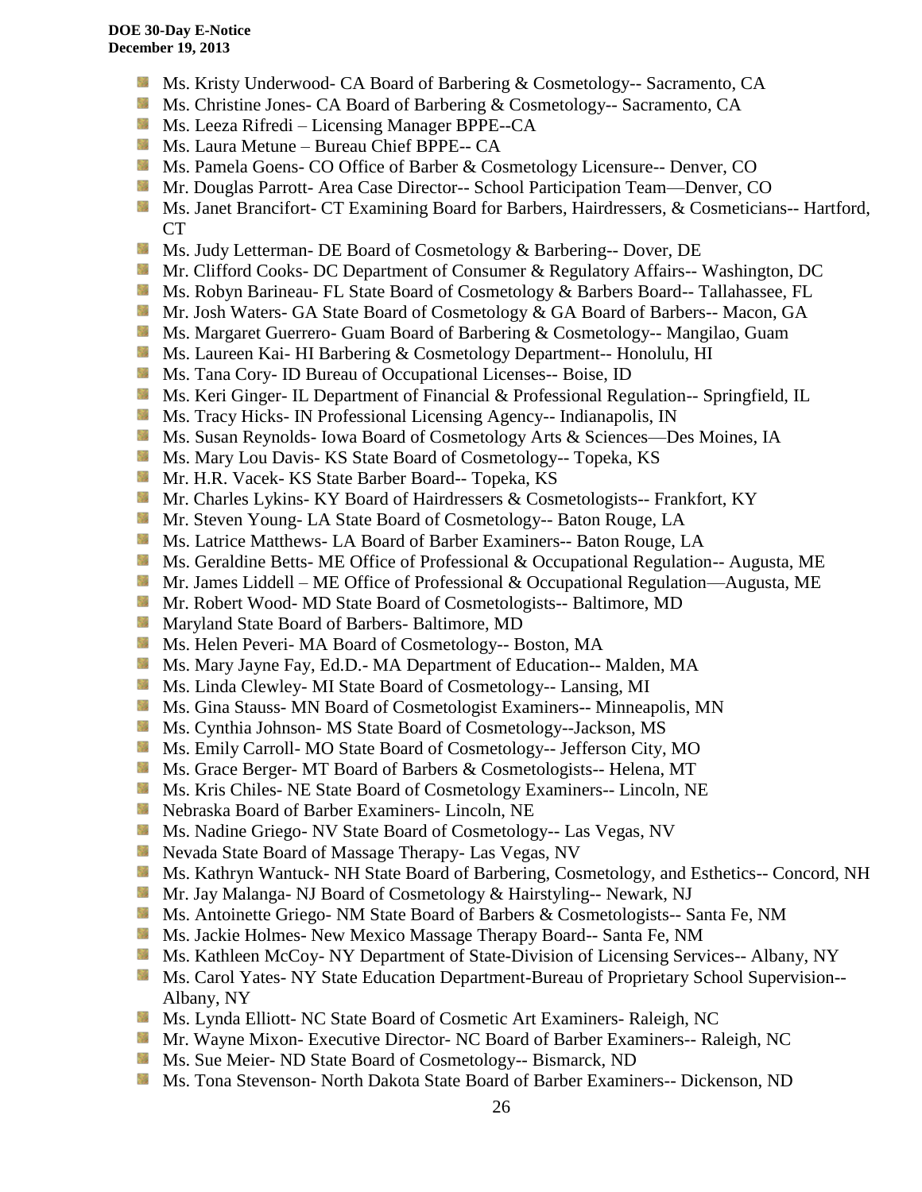- Ms. Kristy Underwood- CA Board of Barbering & Cosmetology-- Sacramento, CA
- Ms. Christine Jones- CA Board of Barbering & Cosmetology-- Sacramento, CA
- Ms. Leeza Rifredi – Licensing Manager BPPE--CA
- Ms. Laura Metune – Bureau Chief BPPE-- CA
- Ms. Pamela Goens- CO Office of Barber & Cosmetology Licensure-- Denver, CO
- Mr. Douglas Parrott- Area Case Director-- School Participation Team—Denver, CO
- Ms. Janet Brancifort- CT Examining Board for Barbers, Hairdressers, & Cosmeticians-- Hartford, CT
- Ms. Judy Letterman- DE Board of Cosmetology & Barbering-- Dover, DE
- Mr. Clifford Cooks- DC Department of Consumer & Regulatory Affairs-- Washington, DC
- Ms. Robyn Barineau- FL State Board of Cosmetology & Barbers Board-- Tallahassee, FL
- Mr. Josh Waters- GA State Board of Cosmetology & GA Board of Barbers-- Macon, GA
- Ms. Margaret Guerrero- Guam Board of Barbering & Cosmetology-- Mangilao, Guam
- Ms. Laureen Kai- HI Barbering & Cosmetology Department-- Honolulu, HI
- Ms. Tana Cory- ID Bureau of Occupational Licenses-- Boise, ID
- Ms. Keri Ginger- IL Department of Financial & Professional Regulation-- Springfield, IL
- Ms. Tracy Hicks- IN Professional Licensing Agency-- Indianapolis, IN
- Ms. Susan Reynolds- Iowa Board of Cosmetology Arts & Sciences—Des Moines, IA
- Ms. Mary Lou Davis- KS State Board of Cosmetology-- Topeka, KS
- Mr. H.R. Vacek- KS State Barber Board-- Topeka, KS
- Mr. Charles Lykins- KY Board of Hairdressers & Cosmetologists-- Frankfort, KY
- Mr. Steven Young- LA State Board of Cosmetology-- Baton Rouge, LA
- Ms. Latrice Matthews- LA Board of Barber Examiners-- Baton Rouge, LA
- Ms. Geraldine Betts- ME Office of Professional & Occupational Regulation-- Augusta, ME
- Mr. James Liddell – ME Office of Professional & Occupational Regulation—Augusta, ME
- Mr. Robert Wood- MD State Board of Cosmetologists-- Baltimore, MD
- Maryland State Board of Barbers- Baltimore, MD
- Ms. Helen Peveri- MA Board of Cosmetology-- Boston, MA
- Ms. Mary Jayne Fay, Ed.D.- MA Department of Education-- Malden, MA
- Ms. Linda Clewley- MI State Board of Cosmetology-- Lansing, MI
- Ms. Gina Stauss- MN Board of Cosmetologist Examiners-- Minneapolis, MN
- Ms. Cynthia Johnson- MS State Board of Cosmetology--Jackson, MS
- Ms. Emily Carroll- MO State Board of Cosmetology-- Jefferson City, MO
- Ms. Grace Berger- MT Board of Barbers & Cosmetologists-- Helena, MT
- Ms. Kris Chiles- NE State Board of Cosmetology Examiners-- Lincoln, NE
- Nebraska Board of Barber Examiners- Lincoln, NE
- Ms. Nadine Griego- NV State Board of Cosmetology-- Las Vegas, NV
- Nevada State Board of Massage Therapy- Las Vegas, NV
- Ms. Kathryn Wantuck- NH State Board of Barbering, Cosmetology, and Esthetics-- Concord, NH
- Mr. Jay Malanga- NJ Board of Cosmetology & Hairstyling-- Newark, NJ
- Ms. Antoinette Griego- NM State Board of Barbers & Cosmetologists-- Santa Fe, NM
- Ms. Jackie Holmes- New Mexico Massage Therapy Board-- Santa Fe, NM
- Ms. Kathleen McCoy- NY Department of State-Division of Licensing Services-- Albany, NY
- Ms. Carol Yates- NY State Education Department-Bureau of Proprietary School Supervision-- Albany, NY
- Ms. Lynda Elliott- NC State Board of Cosmetic Art Examiners- Raleigh, NC
- Mr. Wayne Mixon- Executive Director- NC Board of Barber Examiners-- Raleigh, NC
- Ms. Sue Meier- ND State Board of Cosmetology-- Bismarck, ND
- Ms. Tona Stevenson- North Dakota State Board of Barber Examiners-- Dickenson, ND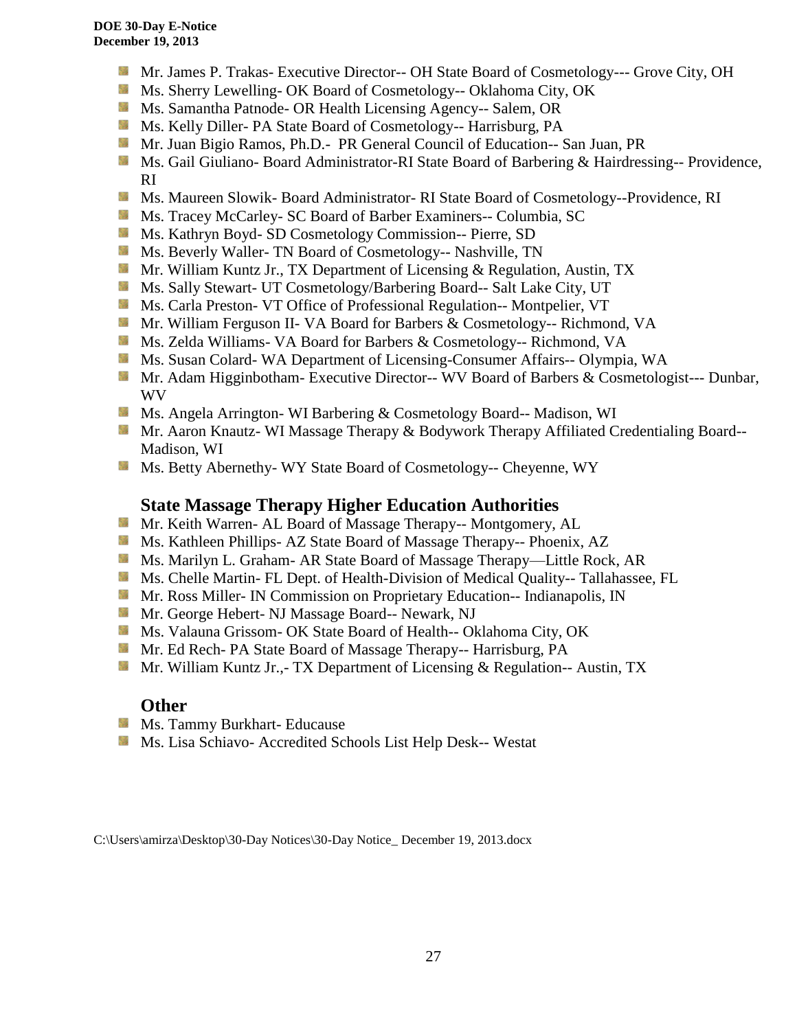- Mr. James P. Trakas- Executive Director-- OH State Board of Cosmetology--- Grove City, OH
- Ms. Sherry Lewelling- OK Board of Cosmetology-- Oklahoma City, OK
- Ms. Samantha Patnode- OR Health Licensing Agency-- Salem, OR
- Ms. Kelly Diller- PA State Board of Cosmetology-- Harrisburg, PA
- Mr. Juan Bigio Ramos, Ph.D.- PR General Council of Education-- San Juan, PR
- Ms. Gail Giuliano- Board Administrator-RI State Board of Barbering & Hairdressing-- Providence, RI
- Ms. Maureen Slowik- Board Administrator- RI State Board of Cosmetology--Providence, RI
- Ms. Tracey McCarley- SC Board of Barber Examiners-- Columbia, SC
- Ms. Kathryn Boyd- SD Cosmetology Commission-- Pierre, SD
- Ms. Beverly Waller- TN Board of Cosmetology-- Nashville, TN
- Mr. William Kuntz Jr., TX Department of Licensing & Regulation, Austin, TX
- Ms. Sally Stewart- UT Cosmetology/Barbering Board-- Salt Lake City, UT
- Ms. Carla Preston- VT Office of Professional Regulation-- Montpelier, VT
- Mr. William Ferguson II- VA Board for Barbers & Cosmetology-- Richmond, VA
- Ms. Zelda Williams- VA Board for Barbers & Cosmetology-- Richmond, VA
- Ms. Susan Colard- WA Department of Licensing-Consumer Affairs-- Olympia, WA
- Mr. Adam Higginbotham- Executive Director-- WV Board of Barbers & Cosmetologist--- Dunbar, WV
- Ms. Angela Arrington- WI Barbering & Cosmetology Board-- Madison, WI
- Mr. Aaron Knautz- WI Massage Therapy & Bodywork Therapy Affiliated Credentialing Board-- Madison, WI
- Ms. Betty Abernethy- WY State Board of Cosmetology-- Cheyenne, WY

## State Massage Therapy Higher Education Authorities

- Mr. Keith Warren- AL Board of Massage Therapy-- Montgomery, AL
- Ms. Kathleen Phillips- AZ State Board of Massage Therapy-- Phoenix, AZ
- Ms. Marilyn L. Graham- AR State Board of Massage Therapy—Little Rock, AR
- Ms. Chelle Martin- FL Dept. of Health-Division of Medical Quality-- Tallahassee, FL
- Mr. Ross Miller- IN Commission on Proprietary Education-- Indianapolis, IN
- Mr. George Hebert- NJ Massage Board-- Newark, NJ
- Ms. Valauna Grissom- OK State Board of Health-- Oklahoma City, OK
- Mr. Ed Rech- PA State Board of Massage Therapy-- Harrisburg, PA
- Mr. William Kuntz Jr.,- TX Department of Licensing & Regulation-- Austin, TX

## Other

- Ms. Tammy Burkhart- Educause
- Ms. Lisa Schiavo- Accredited Schools List Help Desk-- Westat

C:\Users\amirza\Desktop\30-Day Notices\30-Day Notice_ December 19, 2013.docx